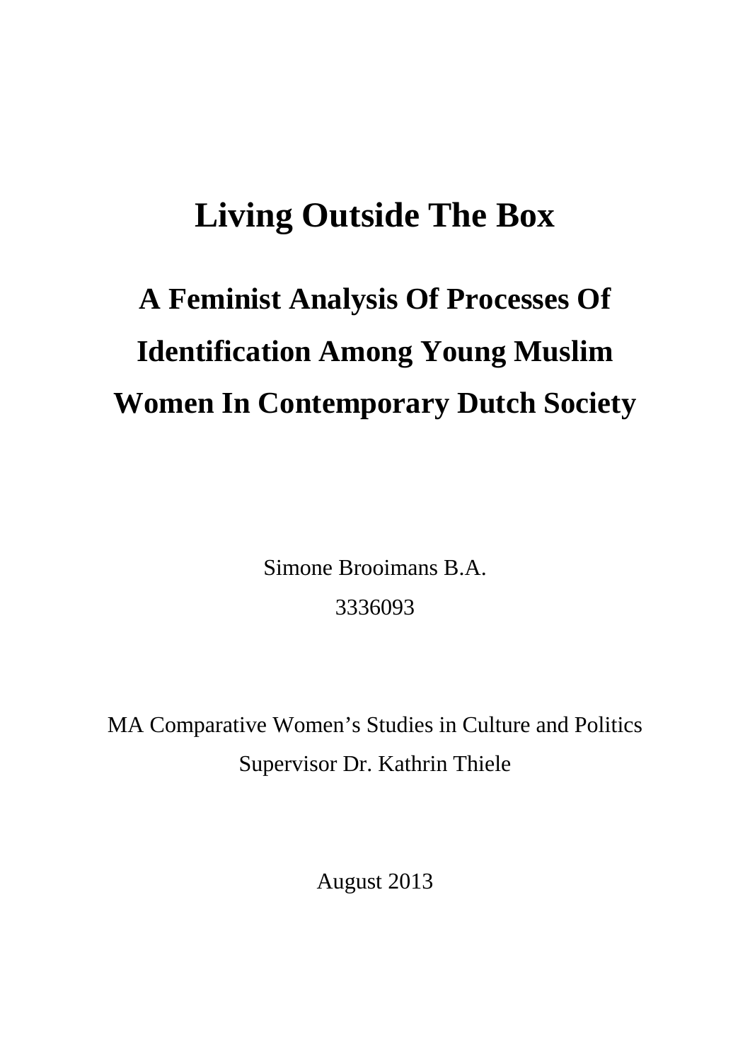# Living Outside The Box

## A Feminist Analysis Of Processes Of Identification Among Young Muslim Women In Contemporary Dutch Society

Simone Brooimans B.A.

3336093

MA Comparative Women's Studies in Culture and Politics

Supervisor Dr. Kathrin Thiele

August 2013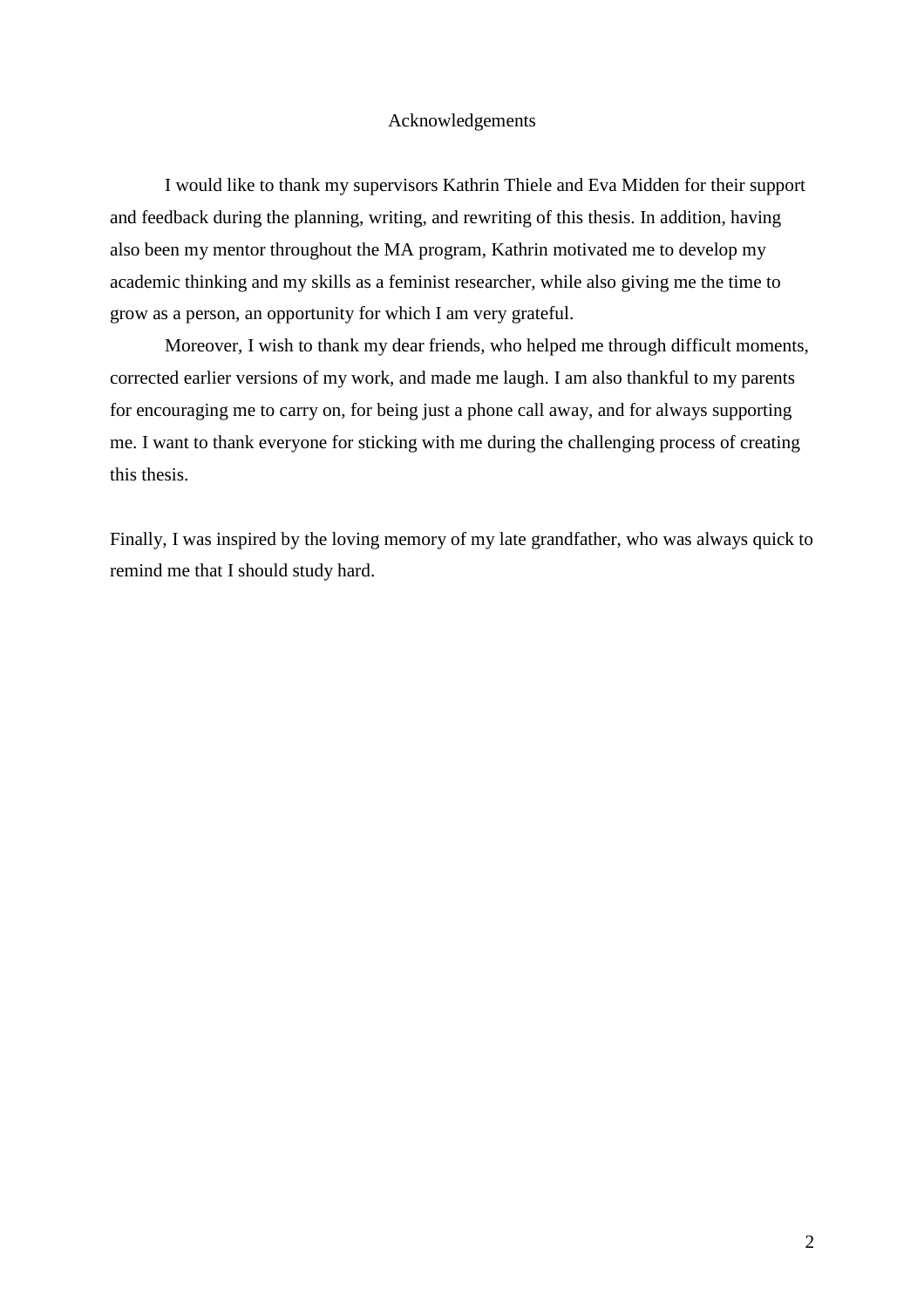# Acknowledgements

I would like to thank my supervisors Kathrin Thiele and Eva Midden for their support and feedback during the planning, writing, and rewriting of this thesis. In addition, having also been my mentor throughout the MA program, Kathrin motivated me to develop my academic thinking and my skills as a feminist researcher, while also giving me the time to grow as a person, an opportunity for which I am very grateful.

Moreover, I wish to thank my dear friends, who helped me through difficult moments, corrected earlier versions of my work, and made me laugh. I am also thankful to my parents for encouraging me to carry on, for being just a phone call away, and for always supporting me. I want to thank everyone for sticking with me during the challenging process of creating this thesis.

Finally, I was inspired by the loving memory of my late grandfather, who was always quick to remind me that I should study hard.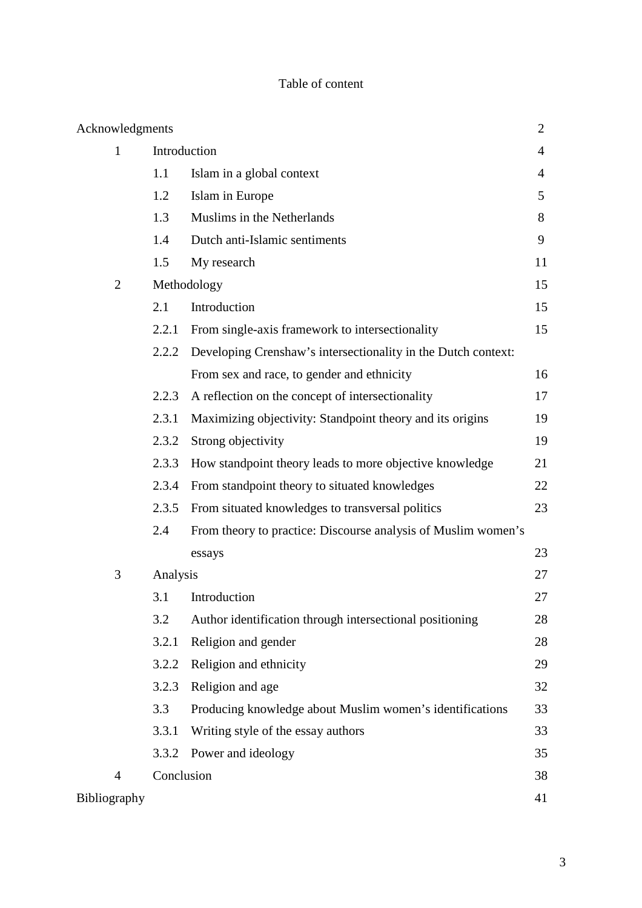# Table of content

| | | | |
|---|---|---|---|
| Acknowledgments | | | 2 |
| 1 | Introduction | | 4 |
| | 1.1 | Islam in a global context | 4 |
| | 1.2 | Islam in Europe | 5 |
| | 1.3 | Muslims in the Netherlands | 8 |
| | 1.4 | Dutch anti-Islamic sentiments | 9 |
| | 1.5 | My research | 11 |
| 2 | Methodology | | 15 |
| | 2.1 | Introduction | 15 |
| | 2.2.1 | From single-axis framework to intersectionality | 15 |
| | 2.2.2 | Developing Crenshaw's intersectionality in the Dutch context: From sex and race, to gender and ethnicity | 16 |
| | 2.2.3 | A reflection on the concept of intersectionality | 17 |
| | 2.3.1 | Maximizing objectivity: Standpoint theory and its origins | 19 |
| | 2.3.2 | Strong objectivity | 19 |
| | 2.3.3 | How standpoint theory leads to more objective knowledge | 21 |
| | 2.3.4 | From standpoint theory to situated knowledges | 22 |
| | 2.3.5 | From situated knowledges to transversal politics | 23 |
| | 2.4 | From theory to practice: Discourse analysis of Muslim women's essays | 23 |
| 3 | Analysis | | 27 |
| | 3.1 | Introduction | 27 |
| | 3.2 | Author identification through intersectional positioning | 28 |
| | 3.2.1 | Religion and gender | 28 |
| | 3.2.2 | Religion and ethnicity | 29 |
| | 3.2.3 | Religion and age | 32 |
| | 3.3 | Producing knowledge about Muslim women's identifications | 33 |
| | 3.3.1 | Writing style of the essay authors | 33 |
| | 3.3.2 | Power and ideology | 35 |
| 4 | Conclusion | | 38 |
| Bibliography | | | 41 |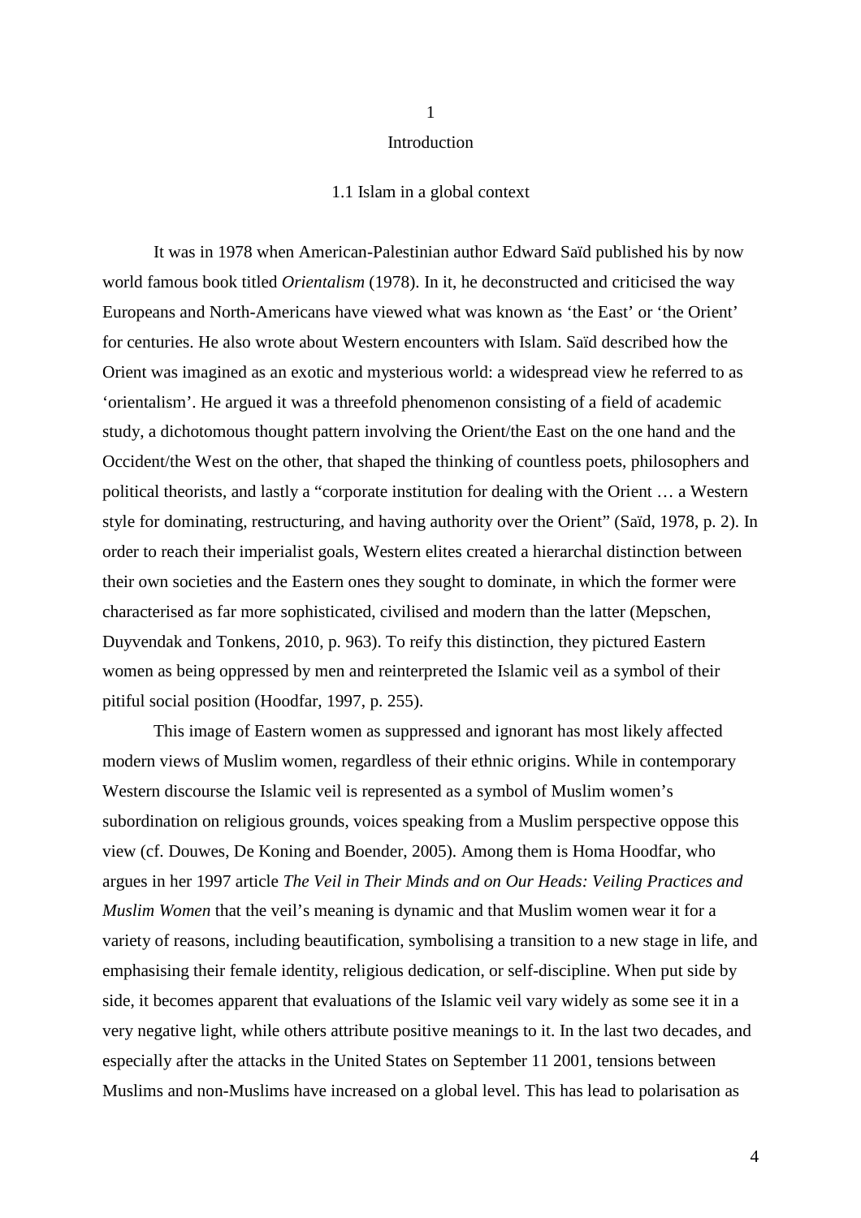# 1

# Introduction

## 1.1 Islam in a global context

It was in 1978 when American-Palestinian author Edward Saïd published his by now world famous book titled *Orientalism* (1978). In it, he deconstructed and criticised the way Europeans and North-Americans have viewed what was known as 'the East' or 'the Orient' for centuries. He also wrote about Western encounters with Islam. Saïd described how the Orient was imagined as an exotic and mysterious world: a widespread view he referred to as 'orientalism'. He argued it was a threefold phenomenon consisting of a field of academic study, a dichotomous thought pattern involving the Orient/the East on the one hand and the Occident/the West on the other, that shaped the thinking of countless poets, philosophers and political theorists, and lastly a "corporate institution for dealing with the Orient … a Western style for dominating, restructuring, and having authority over the Orient" (Saïd, 1978, p. 2). In order to reach their imperialist goals, Western elites created a hierarchal distinction between their own societies and the Eastern ones they sought to dominate, in which the former were characterised as far more sophisticated, civilised and modern than the latter (Mepschen, Duyvendak and Tonkens, 2010, p. 963). To reify this distinction, they pictured Eastern women as being oppressed by men and reinterpreted the Islamic veil as a symbol of their pitiful social position (Hoodfar, 1997, p. 255).

This image of Eastern women as suppressed and ignorant has most likely affected modern views of Muslim women, regardless of their ethnic origins. While in contemporary Western discourse the Islamic veil is represented as a symbol of Muslim women's subordination on religious grounds, voices speaking from a Muslim perspective oppose this view (cf. Douwes, De Koning and Boender, 2005). Among them is Homa Hoodfar, who argues in her 1997 article *The Veil in Their Minds and on Our Heads: Veiling Practices and Muslim Women* that the veil's meaning is dynamic and that Muslim women wear it for a variety of reasons, including beautification, symbolising a transition to a new stage in life, and emphasising their female identity, religious dedication, or self-discipline. When put side by side, it becomes apparent that evaluations of the Islamic veil vary widely as some see it in a very negative light, while others attribute positive meanings to it. In the last two decades, and especially after the attacks in the United States on September 11 2001, tensions between Muslims and non-Muslims have increased on a global level. This has lead to polarisation as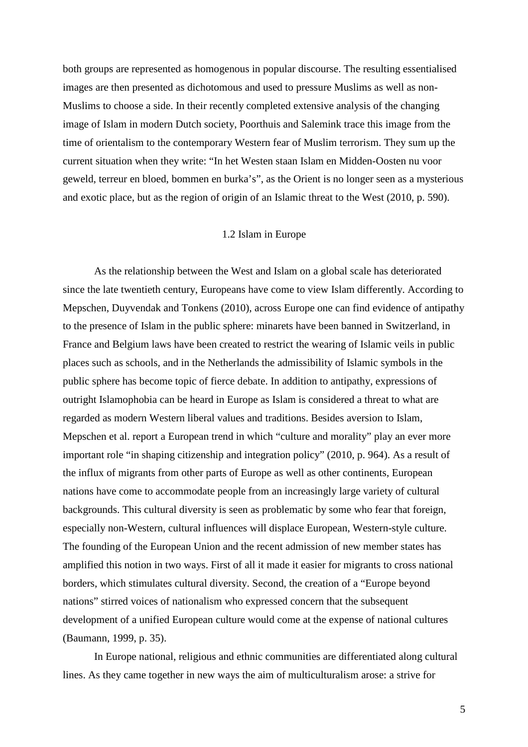both groups are represented as homogenous in popular discourse. The resulting essentialised images are then presented as dichotomous and used to pressure Muslims as well as non-Muslims to choose a side. In their recently completed extensive analysis of the changing image of Islam in modern Dutch society, Poorthuis and Salemink trace this image from the time of orientalism to the contemporary Western fear of Muslim terrorism. They sum up the current situation when they write: "In het Westen staan Islam en Midden-Oosten nu voor geweld, terreur en bloed, bommen en burka's", as the Orient is no longer seen as a mysterious and exotic place, but as the region of origin of an Islamic threat to the West (2010, p. 590).

## 1.2 Islam in Europe

As the relationship between the West and Islam on a global scale has deteriorated since the late twentieth century, Europeans have come to view Islam differently. According to Mepschen, Duyvendak and Tonkens (2010), across Europe one can find evidence of antipathy to the presence of Islam in the public sphere: minarets have been banned in Switzerland, in France and Belgium laws have been created to restrict the wearing of Islamic veils in public places such as schools, and in the Netherlands the admissibility of Islamic symbols in the public sphere has become topic of fierce debate. In addition to antipathy, expressions of outright Islamophobia can be heard in Europe as Islam is considered a threat to what are regarded as modern Western liberal values and traditions. Besides aversion to Islam, Mepschen et al. report a European trend in which "culture and morality" play an ever more important role "in shaping citizenship and integration policy" (2010, p. 964). As a result of the influx of migrants from other parts of Europe as well as other continents, European nations have come to accommodate people from an increasingly large variety of cultural backgrounds. This cultural diversity is seen as problematic by some who fear that foreign, especially non-Western, cultural influences will displace European, Western-style culture. The founding of the European Union and the recent admission of new member states has amplified this notion in two ways. First of all it made it easier for migrants to cross national borders, which stimulates cultural diversity. Second, the creation of a "Europe beyond nations" stirred voices of nationalism who expressed concern that the subsequent development of a unified European culture would come at the expense of national cultures (Baumann, 1999, p. 35).

In Europe national, religious and ethnic communities are differentiated along cultural lines. As they came together in new ways the aim of multiculturalism arose: a strive for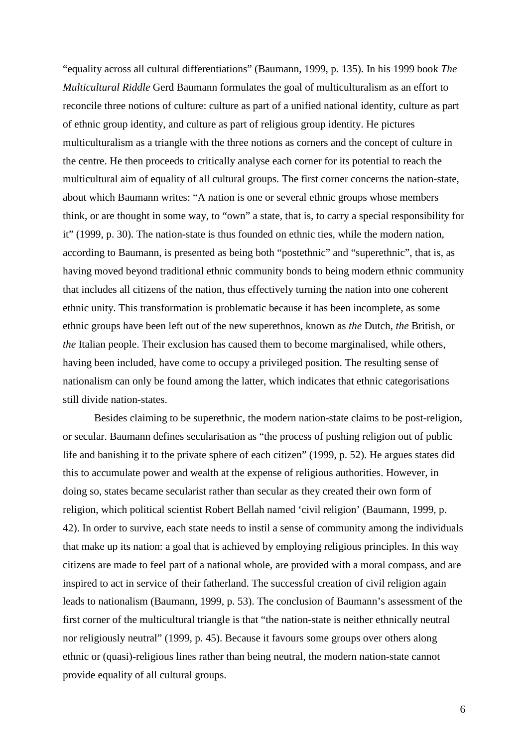"equality across all cultural differentiations" (Baumann, 1999, p. 135). In his 1999 book *The Multicultural Riddle* Gerd Baumann formulates the goal of multiculturalism as an effort to reconcile three notions of culture: culture as part of a unified national identity, culture as part of ethnic group identity, and culture as part of religious group identity. He pictures multiculturalism as a triangle with the three notions as corners and the concept of culture in the centre. He then proceeds to critically analyse each corner for its potential to reach the multicultural aim of equality of all cultural groups. The first corner concerns the nation-state, about which Baumann writes: "A nation is one or several ethnic groups whose members think, or are thought in some way, to "own" a state, that is, to carry a special responsibility for it" (1999, p. 30). The nation-state is thus founded on ethnic ties, while the modern nation, according to Baumann, is presented as being both "postethnic" and "superethnic", that is, as having moved beyond traditional ethnic community bonds to being modern ethnic community that includes all citizens of the nation, thus effectively turning the nation into one coherent ethnic unity. This transformation is problematic because it has been incomplete, as some ethnic groups have been left out of the new superethnos, known as *the* Dutch, *the* British, or *the* Italian people. Their exclusion has caused them to become marginalised, while others, having been included, have come to occupy a privileged position. The resulting sense of nationalism can only be found among the latter, which indicates that ethnic categorisations still divide nation-states.

Besides claiming to be superethnic, the modern nation-state claims to be post-religion, or secular. Baumann defines secularisation as "the process of pushing religion out of public life and banishing it to the private sphere of each citizen" (1999, p. 52). He argues states did this to accumulate power and wealth at the expense of religious authorities. However, in doing so, states became secularist rather than secular as they created their own form of religion, which political scientist Robert Bellah named 'civil religion' (Baumann, 1999, p. 42). In order to survive, each state needs to instil a sense of community among the individuals that make up its nation: a goal that is achieved by employing religious principles. In this way citizens are made to feel part of a national whole, are provided with a moral compass, and are inspired to act in service of their fatherland. The successful creation of civil religion again leads to nationalism (Baumann, 1999, p. 53). The conclusion of Baumann's assessment of the first corner of the multicultural triangle is that "the nation-state is neither ethnically neutral nor religiously neutral" (1999, p. 45). Because it favours some groups over others along ethnic or (quasi)-religious lines rather than being neutral, the modern nation-state cannot provide equality of all cultural groups.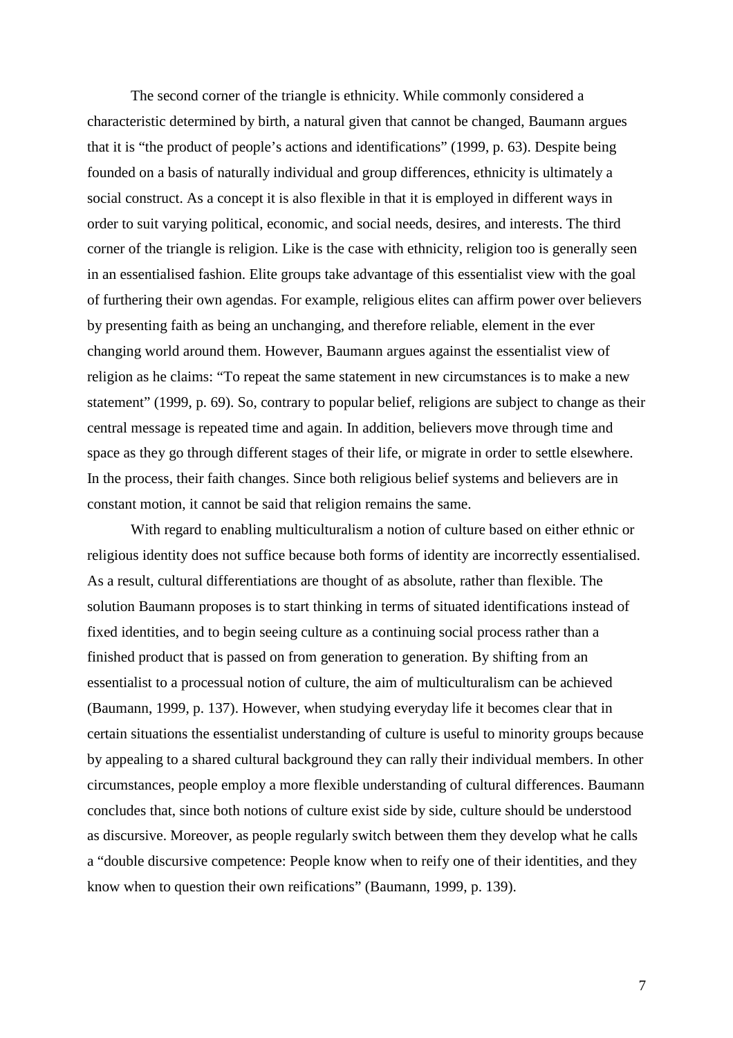The second corner of the triangle is ethnicity. While commonly considered a characteristic determined by birth, a natural given that cannot be changed, Baumann argues that it is “the product of people’s actions and identifications” (1999, p. 63). Despite being founded on a basis of naturally individual and group differences, ethnicity is ultimately a social construct. As a concept it is also flexible in that it is employed in different ways in order to suit varying political, economic, and social needs, desires, and interests. The third corner of the triangle is religion. Like is the case with ethnicity, religion too is generally seen in an essentialised fashion. Elite groups take advantage of this essentialist view with the goal of furthering their own agendas. For example, religious elites can affirm power over believers by presenting faith as being an unchanging, and therefore reliable, element in the ever changing world around them. However, Baumann argues against the essentialist view of religion as he claims: “To repeat the same statement in new circumstances is to make a new statement” (1999, p. 69). So, contrary to popular belief, religions are subject to change as their central message is repeated time and again. In addition, believers move through time and space as they go through different stages of their life, or migrate in order to settle elsewhere. In the process, their faith changes. Since both religious belief systems and believers are in constant motion, it cannot be said that religion remains the same.

With regard to enabling multiculturalism a notion of culture based on either ethnic or religious identity does not suffice because both forms of identity are incorrectly essentialised. As a result, cultural differentiations are thought of as absolute, rather than flexible. The solution Baumann proposes is to start thinking in terms of situated identifications instead of fixed identities, and to begin seeing culture as a continuing social process rather than a finished product that is passed on from generation to generation. By shifting from an essentialist to a processual notion of culture, the aim of multiculturalism can be achieved (Baumann, 1999, p. 137). However, when studying everyday life it becomes clear that in certain situations the essentialist understanding of culture is useful to minority groups because by appealing to a shared cultural background they can rally their individual members. In other circumstances, people employ a more flexible understanding of cultural differences. Baumann concludes that, since both notions of culture exist side by side, culture should be understood as discursive. Moreover, as people regularly switch between them they develop what he calls a “double discursive competence: People know when to reify one of their identities, and they know when to question their own reifications” (Baumann, 1999, p. 139).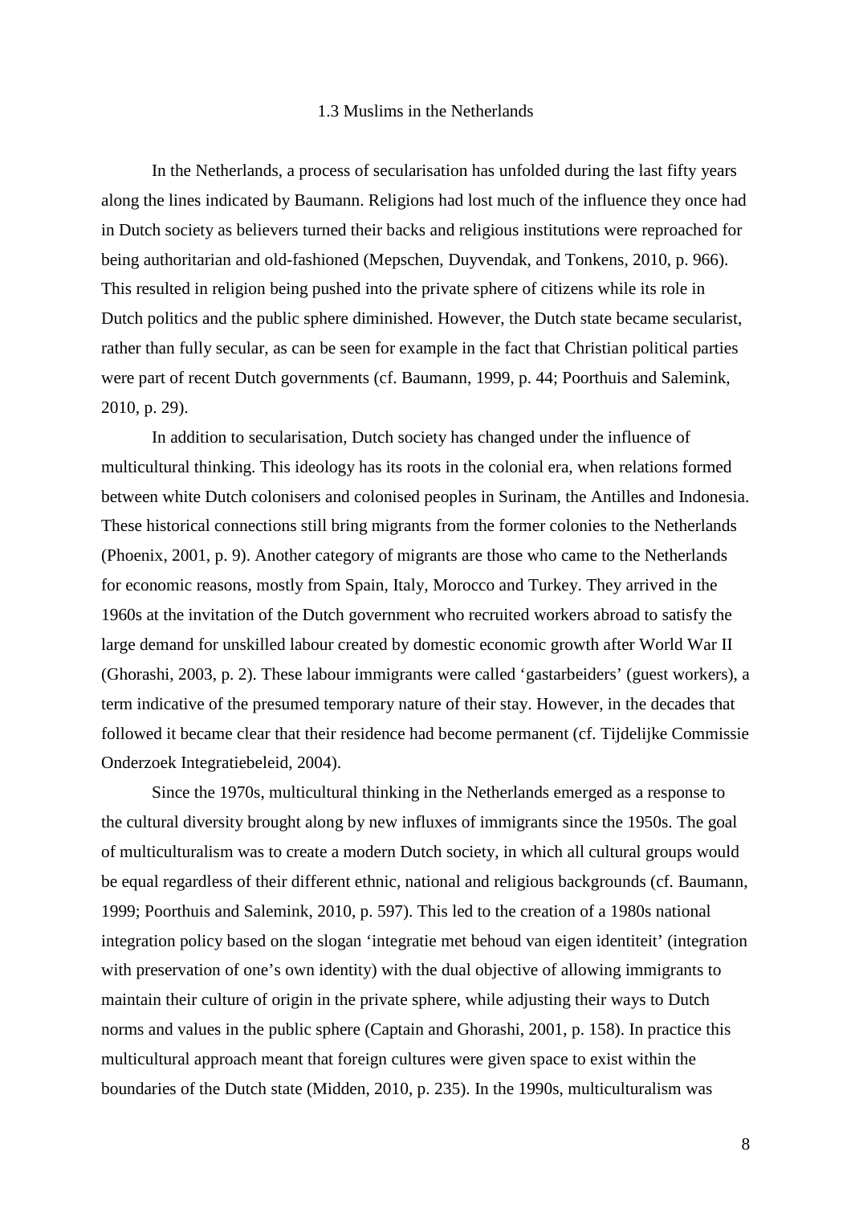### 1.3 Muslims in the Netherlands

In the Netherlands, a process of secularisation has unfolded during the last fifty years along the lines indicated by Baumann. Religions had lost much of the influence they once had in Dutch society as believers turned their backs and religious institutions were reproached for being authoritarian and old-fashioned (Mepschen, Duyvendak, and Tonkens, 2010, p. 966). This resulted in religion being pushed into the private sphere of citizens while its role in Dutch politics and the public sphere diminished. However, the Dutch state became secularist, rather than fully secular, as can be seen for example in the fact that Christian political parties were part of recent Dutch governments (cf. Baumann, 1999, p. 44; Poorthuis and Salemink, 2010, p. 29).

In addition to secularisation, Dutch society has changed under the influence of multicultural thinking. This ideology has its roots in the colonial era, when relations formed between white Dutch colonisers and colonised peoples in Surinam, the Antilles and Indonesia. These historical connections still bring migrants from the former colonies to the Netherlands (Phoenix, 2001, p. 9). Another category of migrants are those who came to the Netherlands for economic reasons, mostly from Spain, Italy, Morocco and Turkey. They arrived in the 1960s at the invitation of the Dutch government who recruited workers abroad to satisfy the large demand for unskilled labour created by domestic economic growth after World War II (Ghorashi, 2003, p. 2). These labour immigrants were called 'gastarbeiders' (guest workers), a term indicative of the presumed temporary nature of their stay. However, in the decades that followed it became clear that their residence had become permanent (cf. Tijdelijke Commissie Onderzoek Integratiebeleid, 2004).

Since the 1970s, multicultural thinking in the Netherlands emerged as a response to the cultural diversity brought along by new influxes of immigrants since the 1950s. The goal of multiculturalism was to create a modern Dutch society, in which all cultural groups would be equal regardless of their different ethnic, national and religious backgrounds (cf. Baumann, 1999; Poorthuis and Salemink, 2010, p. 597). This led to the creation of a 1980s national integration policy based on the slogan 'integratie met behoud van eigen identiteit' (integration with preservation of one's own identity) with the dual objective of allowing immigrants to maintain their culture of origin in the private sphere, while adjusting their ways to Dutch norms and values in the public sphere (Captain and Ghorashi, 2001, p. 158). In practice this multicultural approach meant that foreign cultures were given space to exist within the boundaries of the Dutch state (Midden, 2010, p. 235). In the 1990s, multiculturalism was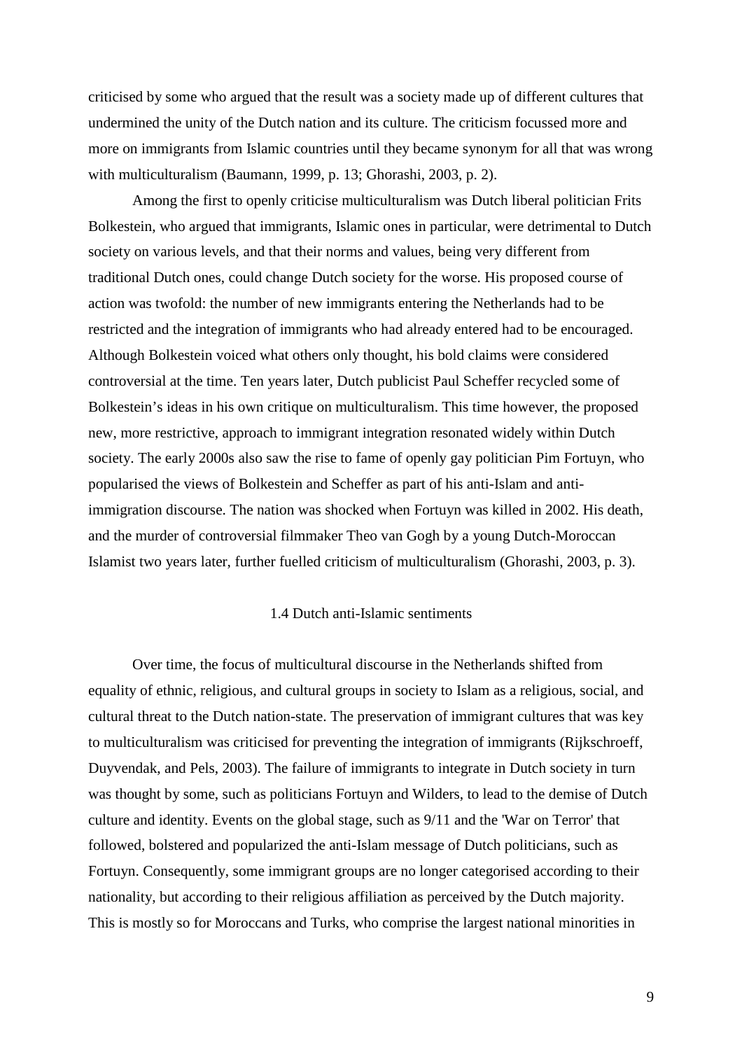criticised by some who argued that the result was a society made up of different cultures that undermined the unity of the Dutch nation and its culture. The criticism focussed more and more on immigrants from Islamic countries until they became synonym for all that was wrong with multiculturalism (Baumann, 1999, p. 13; Ghorashi, 2003, p. 2).

Among the first to openly criticise multiculturalism was Dutch liberal politician Frits Bolkestein, who argued that immigrants, Islamic ones in particular, were detrimental to Dutch society on various levels, and that their norms and values, being very different from traditional Dutch ones, could change Dutch society for the worse. His proposed course of action was twofold: the number of new immigrants entering the Netherlands had to be restricted and the integration of immigrants who had already entered had to be encouraged. Although Bolkestein voiced what others only thought, his bold claims were considered controversial at the time. Ten years later, Dutch publicist Paul Scheffer recycled some of Bolkestein's ideas in his own critique on multiculturalism. This time however, the proposed new, more restrictive, approach to immigrant integration resonated widely within Dutch society. The early 2000s also saw the rise to fame of openly gay politician Pim Fortuyn, who popularised the views of Bolkestein and Scheffer as part of his anti-Islam and anti-immigration discourse. The nation was shocked when Fortuyn was killed in 2002. His death, and the murder of controversial filmmaker Theo van Gogh by a young Dutch-Moroccan Islamist two years later, further fuelled criticism of multiculturalism (Ghorashi, 2003, p. 3).

### 1.4 Dutch anti-Islamic sentiments

Over time, the focus of multicultural discourse in the Netherlands shifted from equality of ethnic, religious, and cultural groups in society to Islam as a religious, social, and cultural threat to the Dutch nation-state. The preservation of immigrant cultures that was key to multiculturalism was criticised for preventing the integration of immigrants (Rijkschroeff, Duyvendak, and Pels, 2003). The failure of immigrants to integrate in Dutch society in turn was thought by some, such as politicians Fortuyn and Wilders, to lead to the demise of Dutch culture and identity. Events on the global stage, such as 9/11 and the 'War on Terror' that followed, bolstered and popularized the anti-Islam message of Dutch politicians, such as Fortuyn. Consequently, some immigrant groups are no longer categorised according to their nationality, but according to their religious affiliation as perceived by the Dutch majority. This is mostly so for Moroccans and Turks, who comprise the largest national minorities in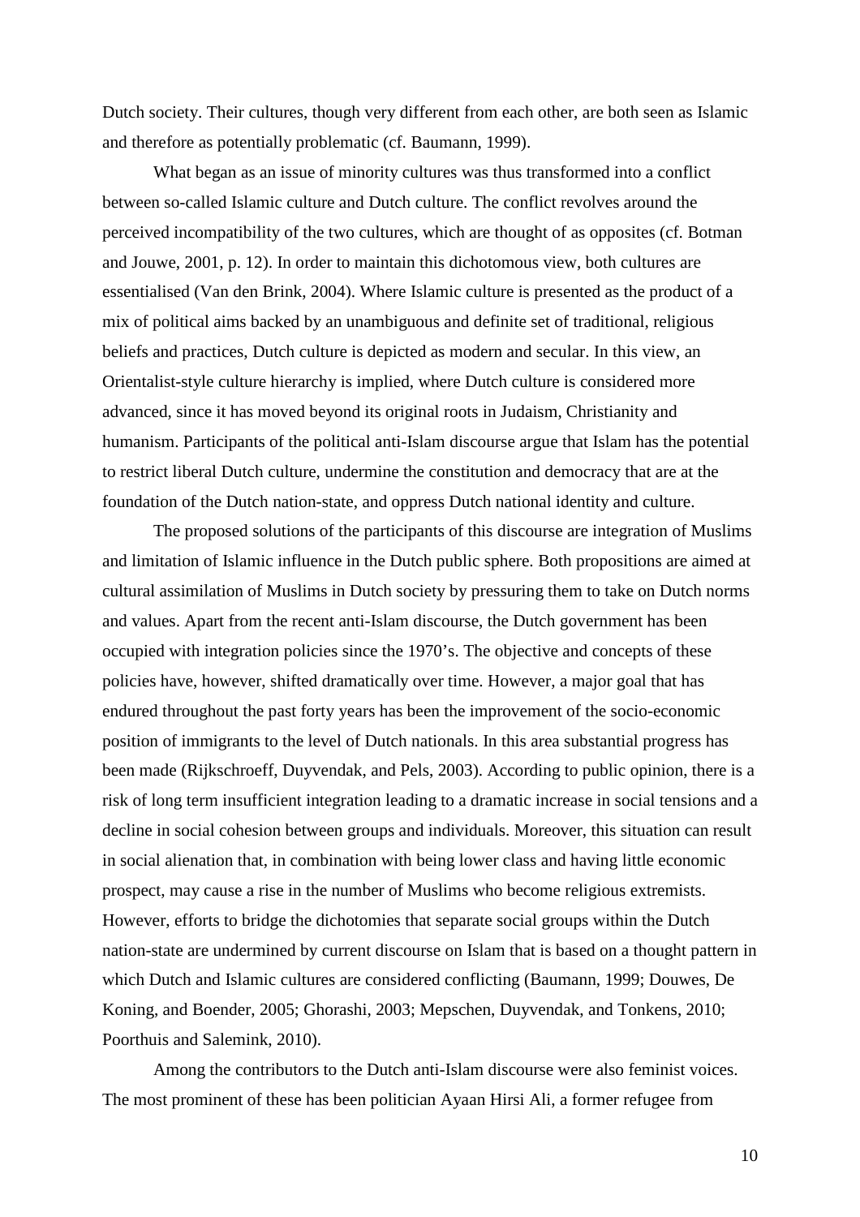Dutch society. Their cultures, though very different from each other, are both seen as Islamic and therefore as potentially problematic (cf. Baumann, 1999).

What began as an issue of minority cultures was thus transformed into a conflict between so-called Islamic culture and Dutch culture. The conflict revolves around the perceived incompatibility of the two cultures, which are thought of as opposites (cf. Botman and Jouwe, 2001, p. 12). In order to maintain this dichotomous view, both cultures are essentialised (Van den Brink, 2004). Where Islamic culture is presented as the product of a mix of political aims backed by an unambiguous and definite set of traditional, religious beliefs and practices, Dutch culture is depicted as modern and secular. In this view, an Orientalist-style culture hierarchy is implied, where Dutch culture is considered more advanced, since it has moved beyond its original roots in Judaism, Christianity and humanism. Participants of the political anti-Islam discourse argue that Islam has the potential to restrict liberal Dutch culture, undermine the constitution and democracy that are at the foundation of the Dutch nation-state, and oppress Dutch national identity and culture.

The proposed solutions of the participants of this discourse are integration of Muslims and limitation of Islamic influence in the Dutch public sphere. Both propositions are aimed at cultural assimilation of Muslims in Dutch society by pressuring them to take on Dutch norms and values. Apart from the recent anti-Islam discourse, the Dutch government has been occupied with integration policies since the 1970's. The objective and concepts of these policies have, however, shifted dramatically over time. However, a major goal that has endured throughout the past forty years has been the improvement of the socio-economic position of immigrants to the level of Dutch nationals. In this area substantial progress has been made (Rijkschroeff, Duyvendak, and Pels, 2003). According to public opinion, there is a risk of long term insufficient integration leading to a dramatic increase in social tensions and a decline in social cohesion between groups and individuals. Moreover, this situation can result in social alienation that, in combination with being lower class and having little economic prospect, may cause a rise in the number of Muslims who become religious extremists. However, efforts to bridge the dichotomies that separate social groups within the Dutch nation-state are undermined by current discourse on Islam that is based on a thought pattern in which Dutch and Islamic cultures are considered conflicting (Baumann, 1999; Douwes, De Koning, and Boender, 2005; Ghorashi, 2003; Mepschen, Duyvendak, and Tonkens, 2010; Poorthuis and Salemink, 2010).

Among the contributors to the Dutch anti-Islam discourse were also feminist voices. The most prominent of these has been politician Ayaan Hirsi Ali, a former refugee from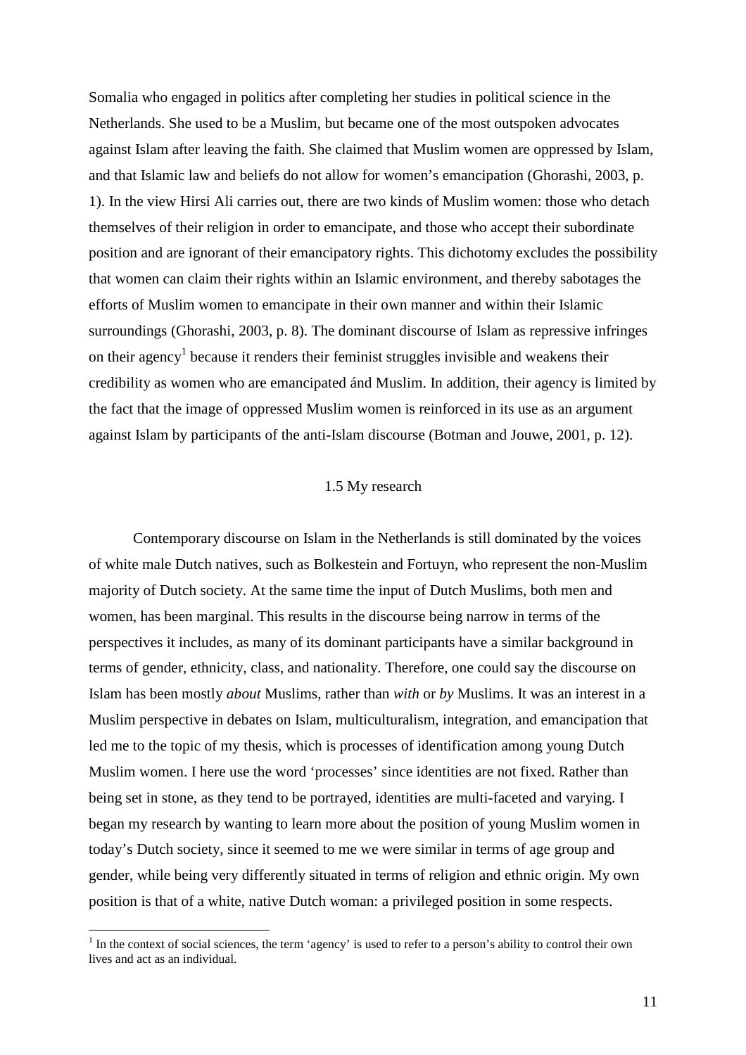Somalia who engaged in politics after completing her studies in political science in the Netherlands. She used to be a Muslim, but became one of the most outspoken advocates against Islam after leaving the faith. She claimed that Muslim women are oppressed by Islam, and that Islamic law and beliefs do not allow for women's emancipation (Ghorashi, 2003, p. 1). In the view Hirsi Ali carries out, there are two kinds of Muslim women: those who detach themselves of their religion in order to emancipate, and those who accept their subordinate position and are ignorant of their emancipatory rights. This dichotomy excludes the possibility that women can claim their rights within an Islamic environment, and thereby sabotages the efforts of Muslim women to emancipate in their own manner and within their Islamic surroundings (Ghorashi, 2003, p. 8). The dominant discourse of Islam as repressive infringes on their agency[1] because it renders their feminist struggles invisible and weakens their credibility as women who are emancipated ánd Muslim. In addition, their agency is limited by the fact that the image of oppressed Muslim women is reinforced in its use as an argument against Islam by participants of the anti-Islam discourse (Botman and Jouwe, 2001, p. 12).

### 1.5 My research

Contemporary discourse on Islam in the Netherlands is still dominated by the voices of white male Dutch natives, such as Bolkestein and Fortuyn, who represent the non-Muslim majority of Dutch society. At the same time the input of Dutch Muslims, both men and women, has been marginal. This results in the discourse being narrow in terms of the perspectives it includes, as many of its dominant participants have a similar background in terms of gender, ethnicity, class, and nationality. Therefore, one could say the discourse on Islam has been mostly *about* Muslims, rather than *with* or *by* Muslims. It was an interest in a Muslim perspective in debates on Islam, multiculturalism, integration, and emancipation that led me to the topic of my thesis, which is processes of identification among young Dutch Muslim women. I here use the word 'processes' since identities are not fixed. Rather than being set in stone, as they tend to be portrayed, identities are multi-faceted and varying. I began my research by wanting to learn more about the position of young Muslim women in today's Dutch society, since it seemed to me we were similar in terms of age group and gender, while being very differently situated in terms of religion and ethnic origin. My own position is that of a white, native Dutch woman: a privileged position in some respects.

[1] In the context of social sciences, the term 'agency' is used to refer to a person's ability to control their own lives and act as an individual.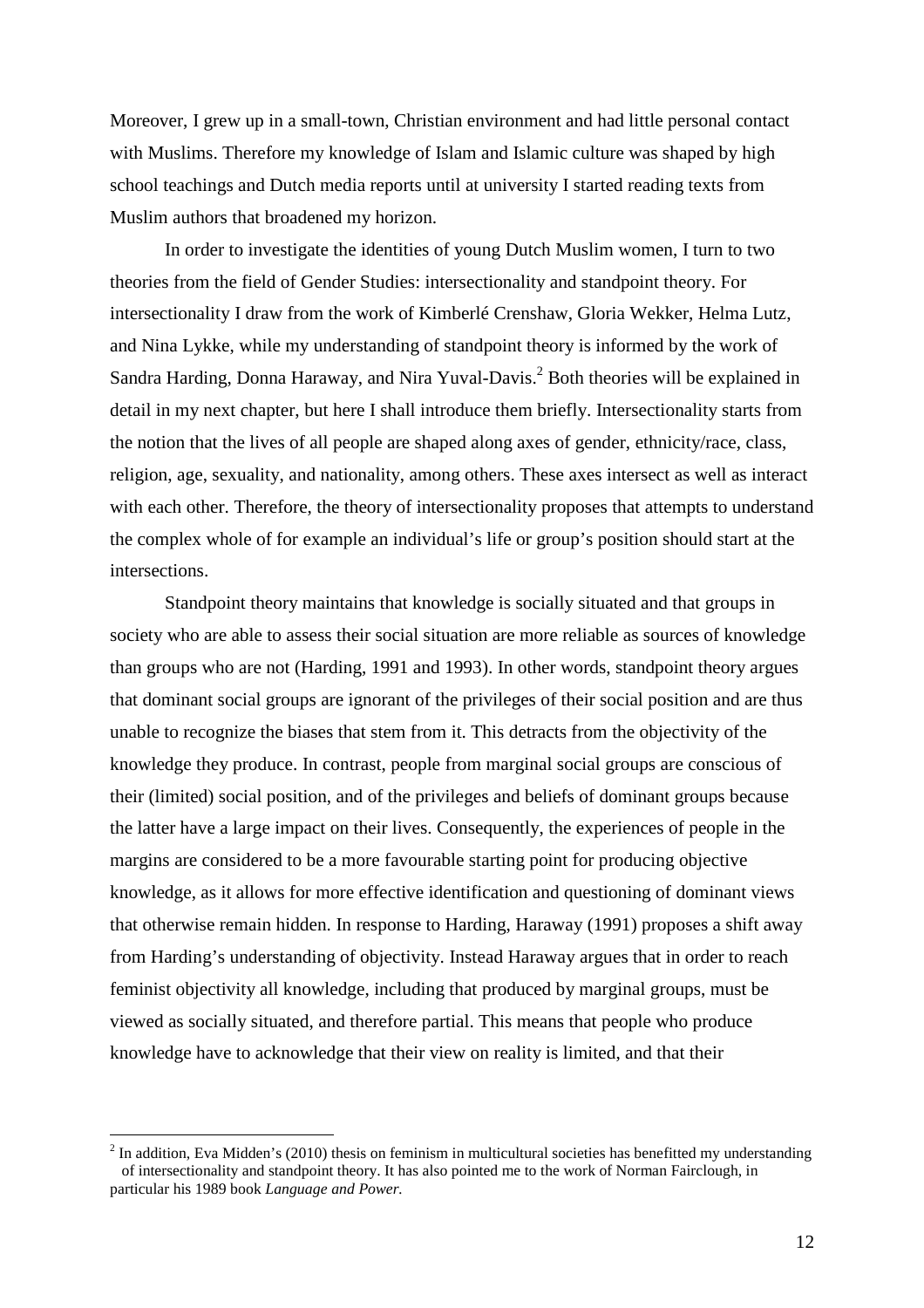Moreover, I grew up in a small-town, Christian environment and had little personal contact with Muslims. Therefore my knowledge of Islam and Islamic culture was shaped by high school teachings and Dutch media reports until at university I started reading texts from Muslim authors that broadened my horizon.

In order to investigate the identities of young Dutch Muslim women, I turn to two theories from the field of Gender Studies: intersectionality and standpoint theory. For intersectionality I draw from the work of Kimberlé Crenshaw, Gloria Wekker, Helma Lutz, and Nina Lykke, while my understanding of standpoint theory is informed by the work of Sandra Harding, Donna Haraway, and Nira Yuval-Davis.[2] Both theories will be explained in detail in my next chapter, but here I shall introduce them briefly. Intersectionality starts from the notion that the lives of all people are shaped along axes of gender, ethnicity/race, class, religion, age, sexuality, and nationality, among others. These axes intersect as well as interact with each other. Therefore, the theory of intersectionality proposes that attempts to understand the complex whole of for example an individual's life or group's position should start at the intersections.

Standpoint theory maintains that knowledge is socially situated and that groups in society who are able to assess their social situation are more reliable as sources of knowledge than groups who are not (Harding, 1991 and 1993). In other words, standpoint theory argues that dominant social groups are ignorant of the privileges of their social position and are thus unable to recognize the biases that stem from it. This detracts from the objectivity of the knowledge they produce. In contrast, people from marginal social groups are conscious of their (limited) social position, and of the privileges and beliefs of dominant groups because the latter have a large impact on their lives. Consequently, the experiences of people in the margins are considered to be a more favourable starting point for producing objective knowledge, as it allows for more effective identification and questioning of dominant views that otherwise remain hidden. In response to Harding, Haraway (1991) proposes a shift away from Harding's understanding of objectivity. Instead Haraway argues that in order to reach feminist objectivity all knowledge, including that produced by marginal groups, must be viewed as socially situated, and therefore partial. This means that people who produce knowledge have to acknowledge that their view on reality is limited, and that their

---

[2] In addition, Eva Midden's (2010) thesis on feminism in multicultural societies has benefitted my understanding of intersectionality and standpoint theory. It has also pointed me to the work of Norman Fairclough, in particular his 1989 book *Language and Power*.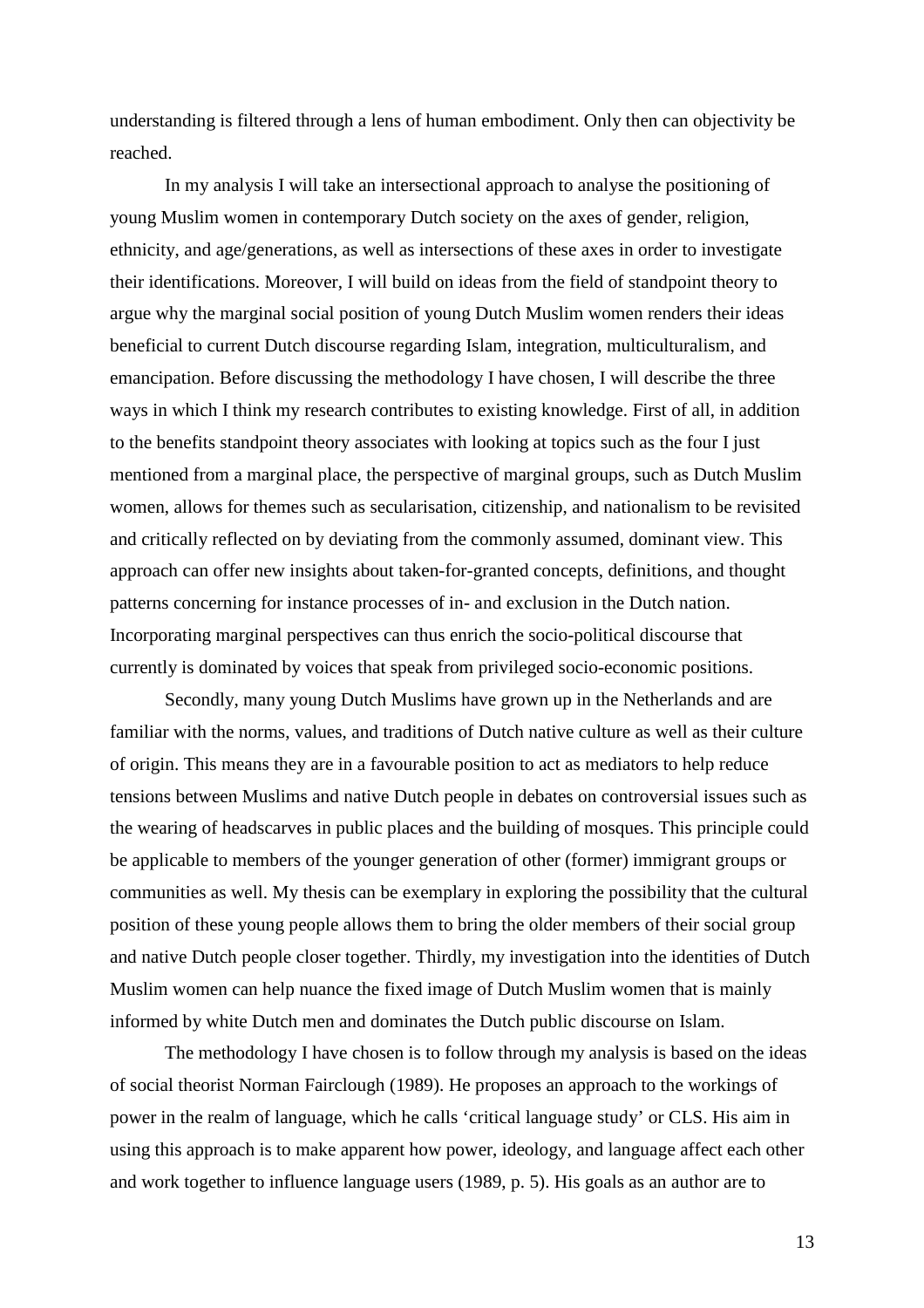understanding is filtered through a lens of human embodiment. Only then can objectivity be reached.

In my analysis I will take an intersectional approach to analyse the positioning of young Muslim women in contemporary Dutch society on the axes of gender, religion, ethnicity, and age/generations, as well as intersections of these axes in order to investigate their identifications. Moreover, I will build on ideas from the field of standpoint theory to argue why the marginal social position of young Dutch Muslim women renders their ideas beneficial to current Dutch discourse regarding Islam, integration, multiculturalism, and emancipation. Before discussing the methodology I have chosen, I will describe the three ways in which I think my research contributes to existing knowledge. First of all, in addition to the benefits standpoint theory associates with looking at topics such as the four I just mentioned from a marginal place, the perspective of marginal groups, such as Dutch Muslim women, allows for themes such as secularisation, citizenship, and nationalism to be revisited and critically reflected on by deviating from the commonly assumed, dominant view. This approach can offer new insights about taken-for-granted concepts, definitions, and thought patterns concerning for instance processes of in- and exclusion in the Dutch nation. Incorporating marginal perspectives can thus enrich the socio-political discourse that currently is dominated by voices that speak from privileged socio-economic positions.

Secondly, many young Dutch Muslims have grown up in the Netherlands and are familiar with the norms, values, and traditions of Dutch native culture as well as their culture of origin. This means they are in a favourable position to act as mediators to help reduce tensions between Muslims and native Dutch people in debates on controversial issues such as the wearing of headscarves in public places and the building of mosques. This principle could be applicable to members of the younger generation of other (former) immigrant groups or communities as well. My thesis can be exemplary in exploring the possibility that the cultural position of these young people allows them to bring the older members of their social group and native Dutch people closer together. Thirdly, my investigation into the identities of Dutch Muslim women can help nuance the fixed image of Dutch Muslim women that is mainly informed by white Dutch men and dominates the Dutch public discourse on Islam.

The methodology I have chosen is to follow through my analysis is based on the ideas of social theorist Norman Fairclough (1989). He proposes an approach to the workings of power in the realm of language, which he calls 'critical language study' or CLS. His aim in using this approach is to make apparent how power, ideology, and language affect each other and work together to influence language users (1989, p. 5). His goals as an author are to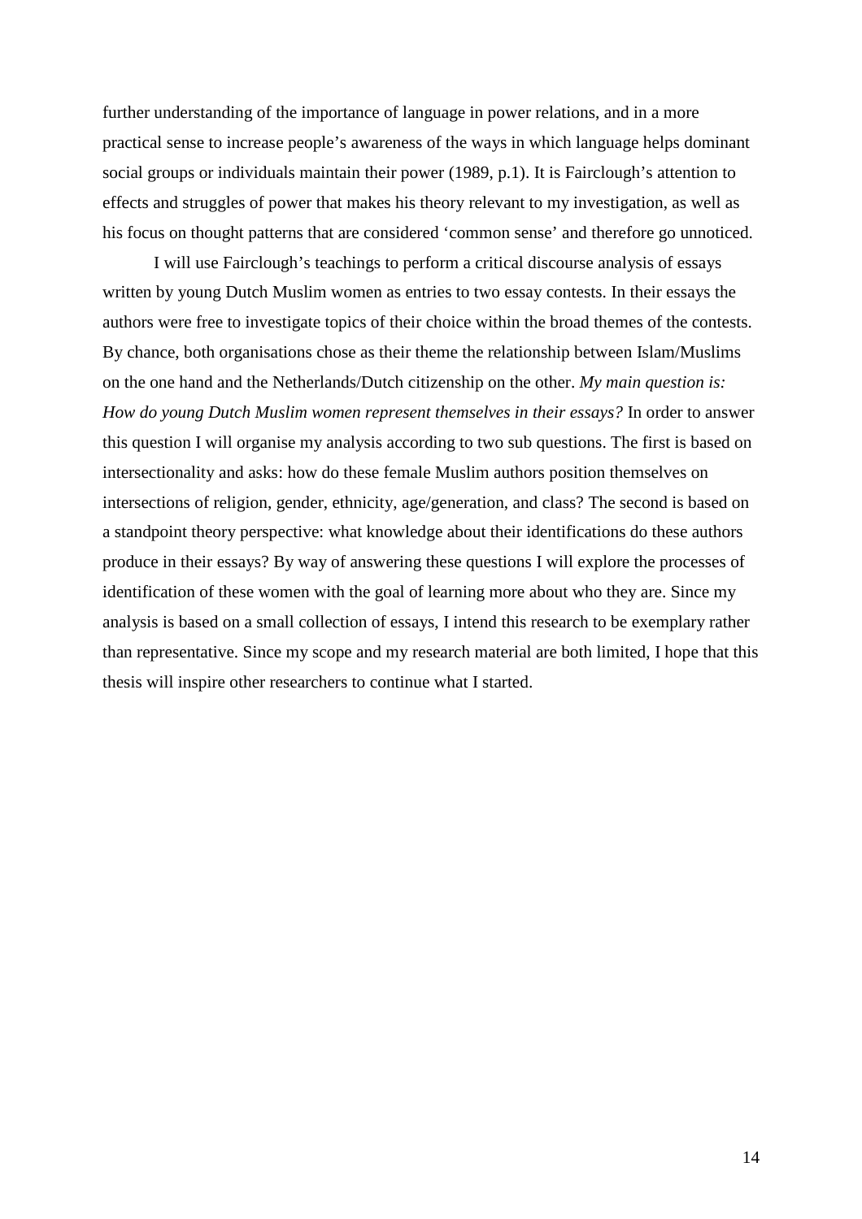further understanding of the importance of language in power relations, and in a more practical sense to increase people's awareness of the ways in which language helps dominant social groups or individuals maintain their power (1989, p.1). It is Fairclough's attention to effects and struggles of power that makes his theory relevant to my investigation, as well as his focus on thought patterns that are considered 'common sense' and therefore go unnoticed.

I will use Fairclough's teachings to perform a critical discourse analysis of essays written by young Dutch Muslim women as entries to two essay contests. In their essays the authors were free to investigate topics of their choice within the broad themes of the contests. By chance, both organisations chose as their theme the relationship between Islam/Muslims on the one hand and the Netherlands/Dutch citizenship on the other. *My main question is: How do young Dutch Muslim women represent themselves in their essays?* In order to answer this question I will organise my analysis according to two sub questions. The first is based on intersectionality and asks: how do these female Muslim authors position themselves on intersections of religion, gender, ethnicity, age/generation, and class? The second is based on a standpoint theory perspective: what knowledge about their identifications do these authors produce in their essays? By way of answering these questions I will explore the processes of identification of these women with the goal of learning more about who they are. Since my analysis is based on a small collection of essays, I intend this research to be exemplary rather than representative. Since my scope and my research material are both limited, I hope that this thesis will inspire other researchers to continue what I started.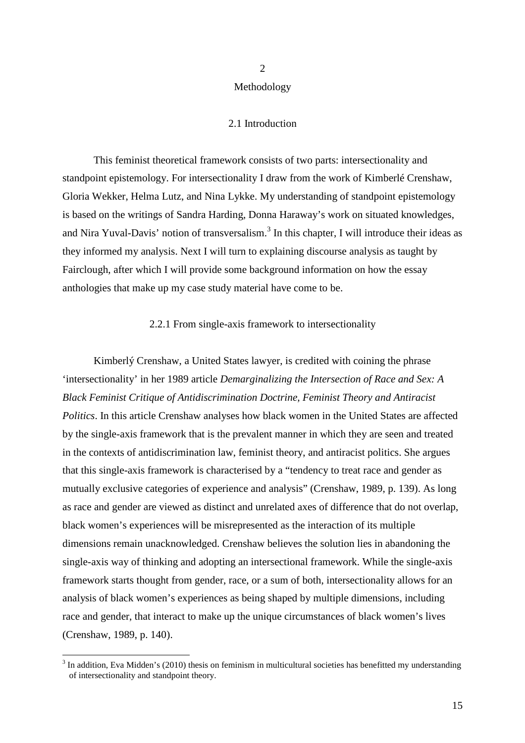# 2

# Methodology

## 2.1 Introduction

This feminist theoretical framework consists of two parts: intersectionality and standpoint epistemology. For intersectionality I draw from the work of Kimberlé Crenshaw, Gloria Wekker, Helma Lutz, and Nina Lykke. My understanding of standpoint epistemology is based on the writings of Sandra Harding, Donna Haraway's work on situated knowledges, and Nira Yuval-Davis' notion of transversalism.[3] In this chapter, I will introduce their ideas as they informed my analysis. Next I will turn to explaining discourse analysis as taught by Fairclough, after which I will provide some background information on how the essay anthologies that make up my case study material have come to be.

### 2.2.1 From single-axis framework to intersectionality

Kimberlý Crenshaw, a United States lawyer, is credited with coining the phrase 'intersectionality' in her 1989 article *Demarginalizing the Intersection of Race and Sex: A Black Feminist Critique of Antidiscrimination Doctrine, Feminist Theory and Antiracist Politics*. In this article Crenshaw analyses how black women in the United States are affected by the single-axis framework that is the prevalent manner in which they are seen and treated in the contexts of antidiscrimination law, feminist theory, and antiracist politics. She argues that this single-axis framework is characterised by a "tendency to treat race and gender as mutually exclusive categories of experience and analysis" (Crenshaw, 1989, p. 139). As long as race and gender are viewed as distinct and unrelated axes of difference that do not overlap, black women's experiences will be misrepresented as the interaction of its multiple dimensions remain unacknowledged. Crenshaw believes the solution lies in abandoning the single-axis way of thinking and adopting an intersectional framework. While the single-axis framework starts thought from gender, race, or a sum of both, intersectionality allows for an analysis of black women's experiences as being shaped by multiple dimensions, including race and gender, that interact to make up the unique circumstances of black women's lives (Crenshaw, 1989, p. 140).

---

[3] In addition, Eva Midden's (2010) thesis on feminism in multicultural societies has benefitted my understanding of intersectionality and standpoint theory.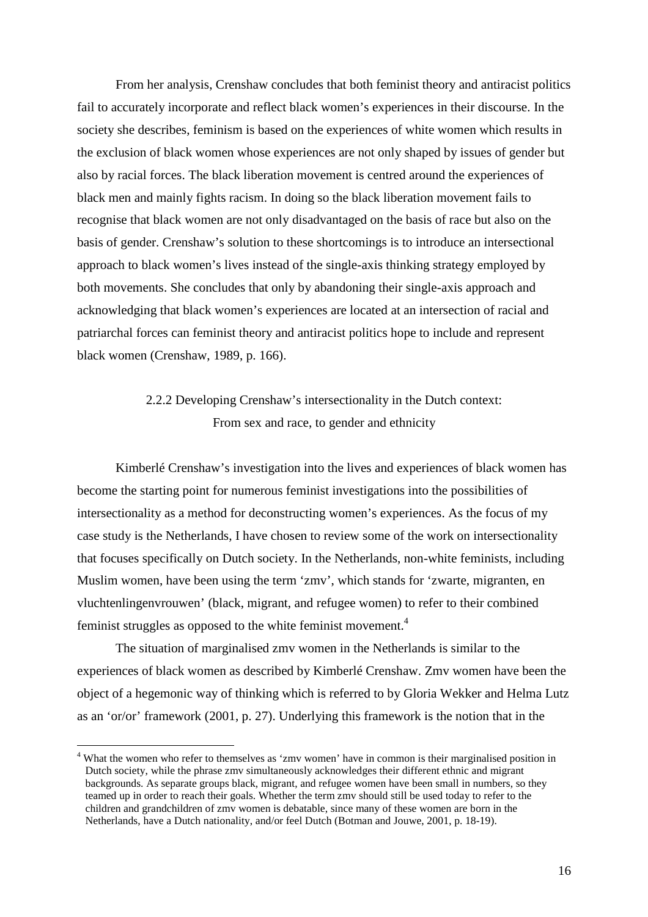From her analysis, Crenshaw concludes that both feminist theory and antiracist politics fail to accurately incorporate and reflect black women's experiences in their discourse. In the society she describes, feminism is based on the experiences of white women which results in the exclusion of black women whose experiences are not only shaped by issues of gender but also by racial forces. The black liberation movement is centred around the experiences of black men and mainly fights racism. In doing so the black liberation movement fails to recognise that black women are not only disadvantaged on the basis of race but also on the basis of gender. Crenshaw's solution to these shortcomings is to introduce an intersectional approach to black women's lives instead of the single-axis thinking strategy employed by both movements. She concludes that only by abandoning their single-axis approach and acknowledging that black women's experiences are located at an intersection of racial and patriarchal forces can feminist theory and antiracist politics hope to include and represent black women (Crenshaw, 1989, p. 166).

### 2.2.2 Developing Crenshaw's intersectionality in the Dutch context: From sex and race, to gender and ethnicity

Kimberlé Crenshaw's investigation into the lives and experiences of black women has become the starting point for numerous feminist investigations into the possibilities of intersectionality as a method for deconstructing women's experiences. As the focus of my case study is the Netherlands, I have chosen to review some of the work on intersectionality that focuses specifically on Dutch society. In the Netherlands, non-white feminists, including Muslim women, have been using the term 'zmv', which stands for 'zwarte, migranten, en vluchtenlingenvrouwen' (black, migrant, and refugee women) to refer to their combined feminist struggles as opposed to the white feminist movement.[4]

The situation of marginalised zmv women in the Netherlands is similar to the experiences of black women as described by Kimberlé Crenshaw. Zmv women have been the object of a hegemonic way of thinking which is referred to by Gloria Wekker and Helma Lutz as an 'or/or' framework (2001, p. 27). Underlying this framework is the notion that in the

---

[4] What the women who refer to themselves as 'zmv women' have in common is their marginalised position in Dutch society, while the phrase zmv simultaneously acknowledges their different ethnic and migrant backgrounds. As separate groups black, migrant, and refugee women have been small in numbers, so they teamed up in order to reach their goals. Whether the term zmv should still be used today to refer to the children and grandchildren of zmv women is debatable, since many of these women are born in the Netherlands, have a Dutch nationality, and/or feel Dutch (Botman and Jouwe, 2001, p. 18-19).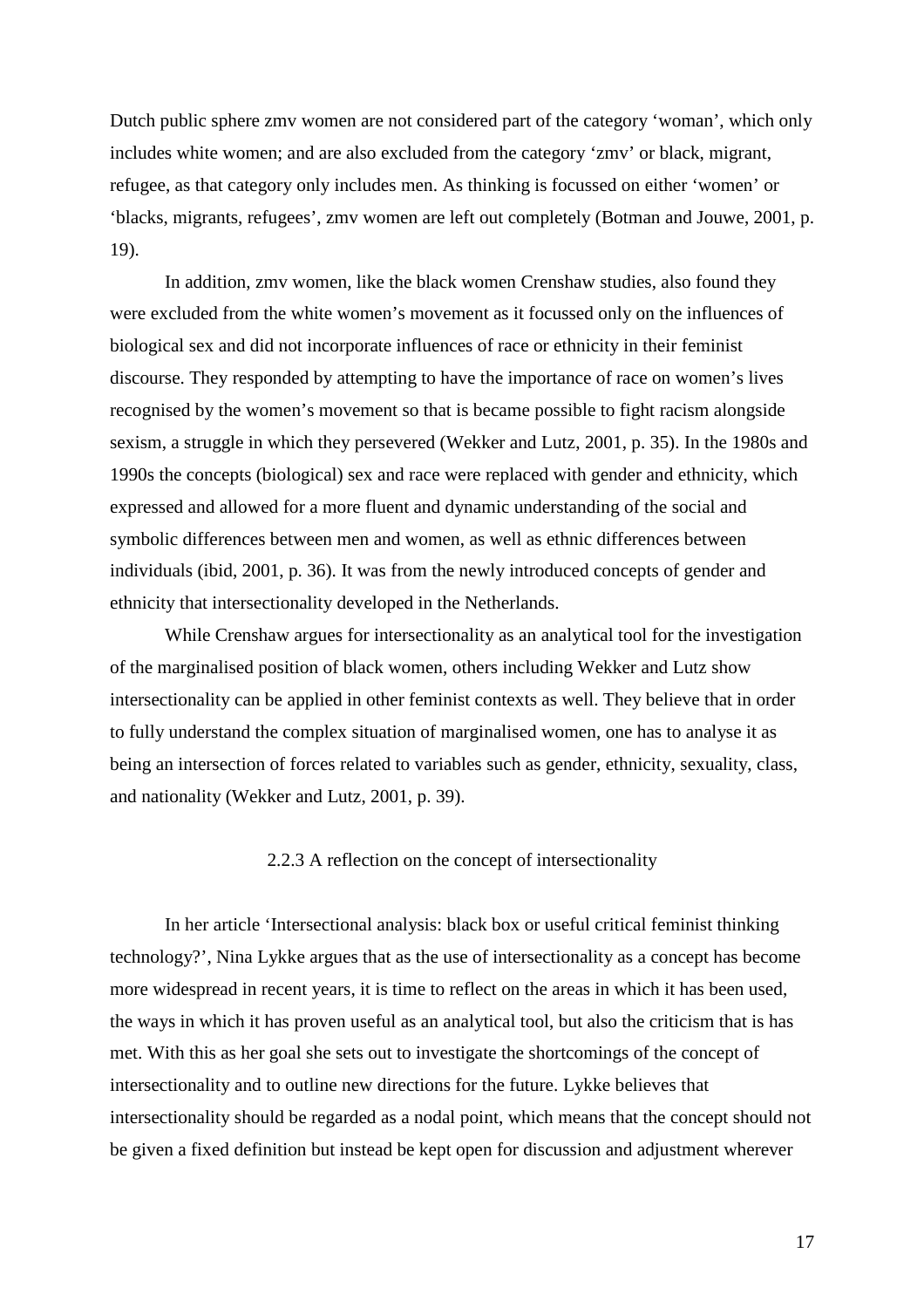Dutch public sphere zmv women are not considered part of the category 'woman', which only includes white women; and are also excluded from the category 'zmv' or black, migrant, refugee, as that category only includes men. As thinking is focussed on either 'women' or 'blacks, migrants, refugees', zmv women are left out completely (Botman and Jouwe, 2001, p. 19).

In addition, zmv women, like the black women Crenshaw studies, also found they were excluded from the white women's movement as it focussed only on the influences of biological sex and did not incorporate influences of race or ethnicity in their feminist discourse. They responded by attempting to have the importance of race on women's lives recognised by the women's movement so that is became possible to fight racism alongside sexism, a struggle in which they persevered (Wekker and Lutz, 2001, p. 35). In the 1980s and 1990s the concepts (biological) sex and race were replaced with gender and ethnicity, which expressed and allowed for a more fluent and dynamic understanding of the social and symbolic differences between men and women, as well as ethnic differences between individuals (ibid, 2001, p. 36). It was from the newly introduced concepts of gender and ethnicity that intersectionality developed in the Netherlands.

While Crenshaw argues for intersectionality as an analytical tool for the investigation of the marginalised position of black women, others including Wekker and Lutz show intersectionality can be applied in other feminist contexts as well. They believe that in order to fully understand the complex situation of marginalised women, one has to analyse it as being an intersection of forces related to variables such as gender, ethnicity, sexuality, class, and nationality (Wekker and Lutz, 2001, p. 39).

### 2.2.3 A reflection on the concept of intersectionality

In her article 'Intersectional analysis: black box or useful critical feminist thinking technology?', Nina Lykke argues that as the use of intersectionality as a concept has become more widespread in recent years, it is time to reflect on the areas in which it has been used, the ways in which it has proven useful as an analytical tool, but also the criticism that is has met. With this as her goal she sets out to investigate the shortcomings of the concept of intersectionality and to outline new directions for the future. Lykke believes that intersectionality should be regarded as a nodal point, which means that the concept should not be given a fixed definition but instead be kept open for discussion and adjustment wherever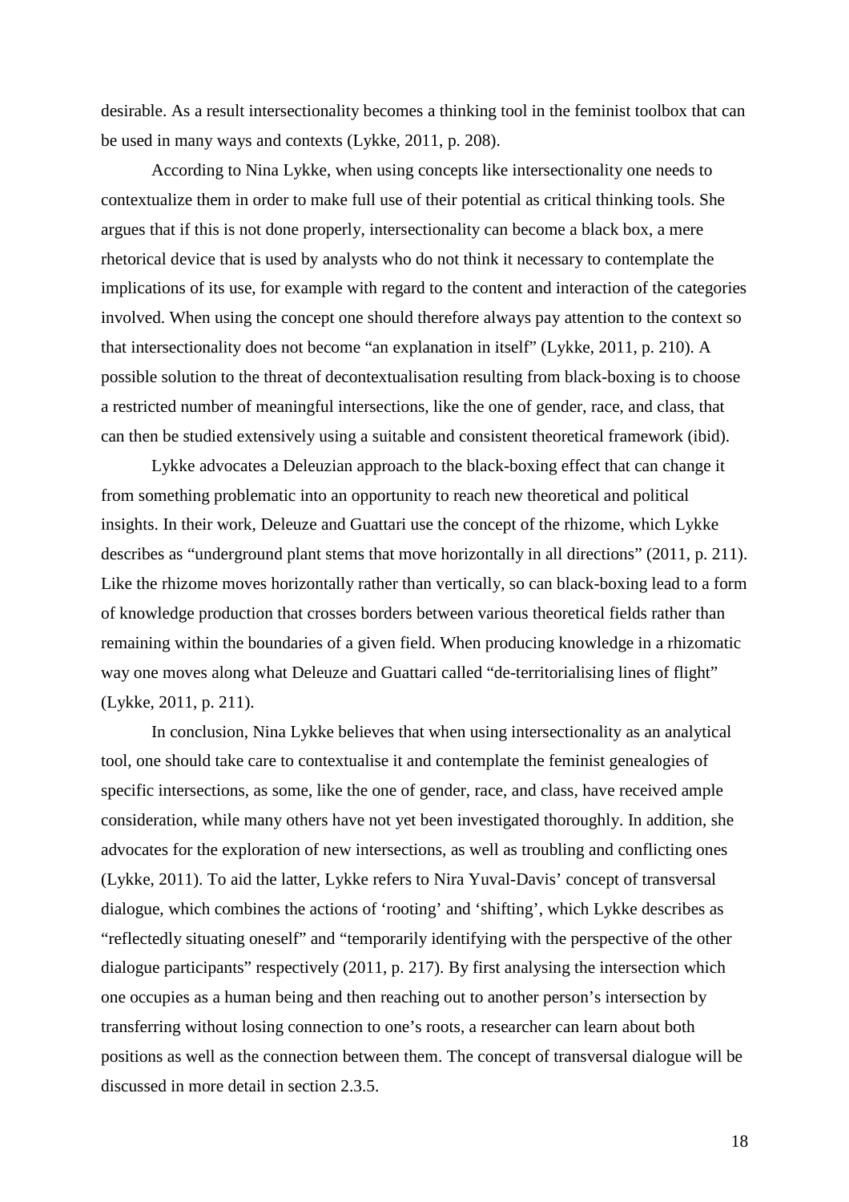desirable. As a result intersectionality becomes a thinking tool in the feminist toolbox that can be used in many ways and contexts (Lykke, 2011, p. 208).

According to Nina Lykke, when using concepts like intersectionality one needs to contextualize them in order to make full use of their potential as critical thinking tools. She argues that if this is not done properly, intersectionality can become a black box, a mere rhetorical device that is used by analysts who do not think it necessary to contemplate the implications of its use, for example with regard to the content and interaction of the categories involved. When using the concept one should therefore always pay attention to the context so that intersectionality does not become "an explanation in itself" (Lykke, 2011, p. 210). A possible solution to the threat of decontextualisation resulting from black-boxing is to choose a restricted number of meaningful intersections, like the one of gender, race, and class, that can then be studied extensively using a suitable and consistent theoretical framework (ibid).

Lykke advocates a Deleuzian approach to the black-boxing effect that can change it from something problematic into an opportunity to reach new theoretical and political insights. In their work, Deleuze and Guattari use the concept of the rhizome, which Lykke describes as "underground plant stems that move horizontally in all directions" (2011, p. 211). Like the rhizome moves horizontally rather than vertically, so can black-boxing lead to a form of knowledge production that crosses borders between various theoretical fields rather than remaining within the boundaries of a given field. When producing knowledge in a rhizomatic way one moves along what Deleuze and Guattari called "de-territorialising lines of flight" (Lykke, 2011, p. 211).

In conclusion, Nina Lykke believes that when using intersectionality as an analytical tool, one should take care to contextualise it and contemplate the feminist genealogies of specific intersections, as some, like the one of gender, race, and class, have received ample consideration, while many others have not yet been investigated thoroughly. In addition, she advocates for the exploration of new intersections, as well as troubling and conflicting ones (Lykke, 2011). To aid the latter, Lykke refers to Nira Yuval-Davis' concept of transversal dialogue, which combines the actions of 'rooting' and 'shifting', which Lykke describes as "reflectedly situating oneself" and "temporarily identifying with the perspective of the other dialogue participants" respectively (2011, p. 217). By first analysing the intersection which one occupies as a human being and then reaching out to another person's intersection by transferring without losing connection to one's roots, a researcher can learn about both positions as well as the connection between them. The concept of transversal dialogue will be discussed in more detail in section 2.3.5.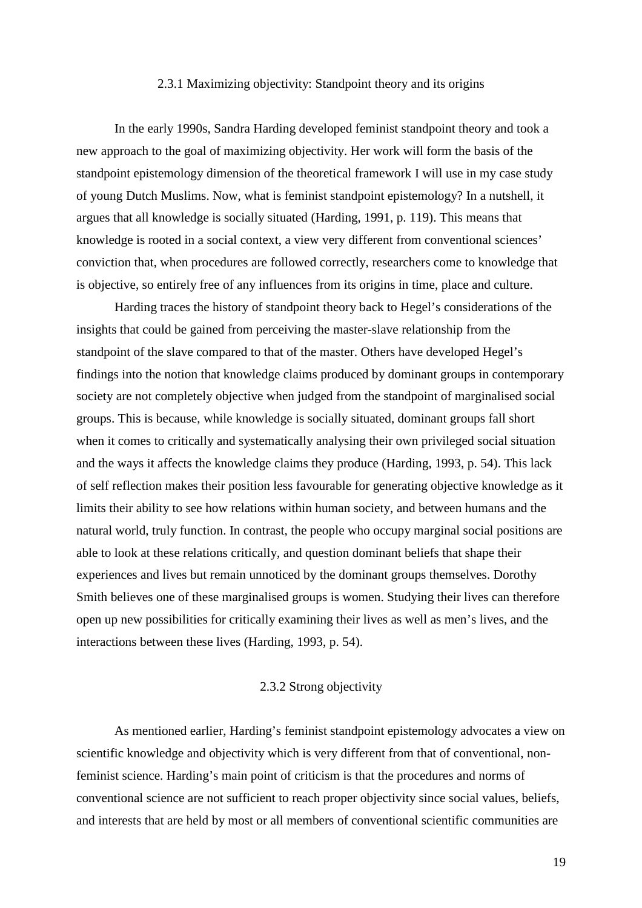### 2.3.1 Maximizing objectivity: Standpoint theory and its origins

In the early 1990s, Sandra Harding developed feminist standpoint theory and took a new approach to the goal of maximizing objectivity. Her work will form the basis of the standpoint epistemology dimension of the theoretical framework I will use in my case study of young Dutch Muslims. Now, what is feminist standpoint epistemology? In a nutshell, it argues that all knowledge is socially situated (Harding, 1991, p. 119). This means that knowledge is rooted in a social context, a view very different from conventional sciences' conviction that, when procedures are followed correctly, researchers come to knowledge that is objective, so entirely free of any influences from its origins in time, place and culture.

Harding traces the history of standpoint theory back to Hegel's considerations of the insights that could be gained from perceiving the master-slave relationship from the standpoint of the slave compared to that of the master. Others have developed Hegel's findings into the notion that knowledge claims produced by dominant groups in contemporary society are not completely objective when judged from the standpoint of marginalised social groups. This is because, while knowledge is socially situated, dominant groups fall short when it comes to critically and systematically analysing their own privileged social situation and the ways it affects the knowledge claims they produce (Harding, 1993, p. 54). This lack of self reflection makes their position less favourable for generating objective knowledge as it limits their ability to see how relations within human society, and between humans and the natural world, truly function. In contrast, the people who occupy marginal social positions are able to look at these relations critically, and question dominant beliefs that shape their experiences and lives but remain unnoticed by the dominant groups themselves. Dorothy Smith believes one of these marginalised groups is women. Studying their lives can therefore open up new possibilities for critically examining their lives as well as men's lives, and the interactions between these lives (Harding, 1993, p. 54).

### 2.3.2 Strong objectivity

As mentioned earlier, Harding's feminist standpoint epistemology advocates a view on scientific knowledge and objectivity which is very different from that of conventional, non-feminist science. Harding's main point of criticism is that the procedures and norms of conventional science are not sufficient to reach proper objectivity since social values, beliefs, and interests that are held by most or all members of conventional scientific communities are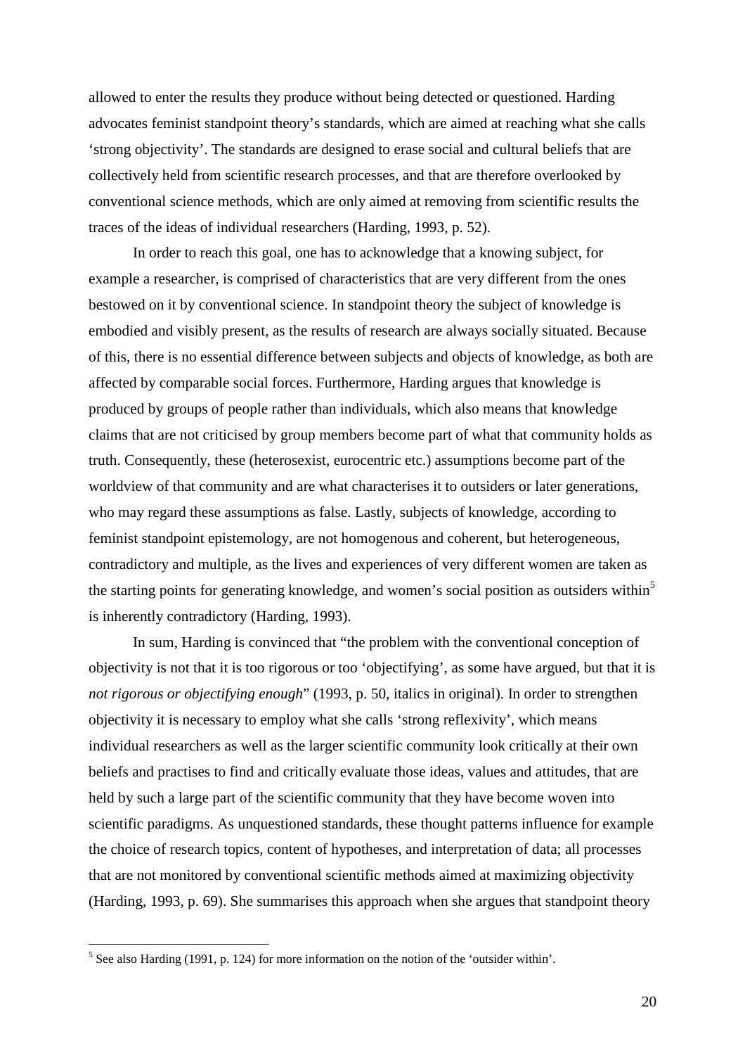allowed to enter the results they produce without being detected or questioned. Harding advocates feminist standpoint theory's standards, which are aimed at reaching what she calls 'strong objectivity'. The standards are designed to erase social and cultural beliefs that are collectively held from scientific research processes, and that are therefore overlooked by conventional science methods, which are only aimed at removing from scientific results the traces of the ideas of individual researchers (Harding, 1993, p. 52).

In order to reach this goal, one has to acknowledge that a knowing subject, for example a researcher, is comprised of characteristics that are very different from the ones bestowed on it by conventional science. In standpoint theory the subject of knowledge is embodied and visibly present, as the results of research are always socially situated. Because of this, there is no essential difference between subjects and objects of knowledge, as both are affected by comparable social forces. Furthermore, Harding argues that knowledge is produced by groups of people rather than individuals, which also means that knowledge claims that are not criticised by group members become part of what that community holds as truth. Consequently, these (heterosexist, eurocentric etc.) assumptions become part of the worldview of that community and are what characterises it to outsiders or later generations, who may regard these assumptions as false. Lastly, subjects of knowledge, according to feminist standpoint epistemology, are not homogenous and coherent, but heterogeneous, contradictory and multiple, as the lives and experiences of very different women are taken as the starting points for generating knowledge, and women's social position as outsiders within[5] is inherently contradictory (Harding, 1993).

In sum, Harding is convinced that "the problem with the conventional conception of objectivity is not that it is too rigorous or too 'objectifying', as some have argued, but that it is *not rigorous or objectifying enough*" (1993, p. 50, italics in original). In order to strengthen objectivity it is necessary to employ what she calls 'strong reflexivity', which means individual researchers as well as the larger scientific community look critically at their own beliefs and practises to find and critically evaluate those ideas, values and attitudes, that are held by such a large part of the scientific community that they have become woven into scientific paradigms. As unquestioned standards, these thought patterns influence for example the choice of research topics, content of hypotheses, and interpretation of data; all processes that are not monitored by conventional scientific methods aimed at maximizing objectivity (Harding, 1993, p. 69). She summarises this approach when she argues that standpoint theory

[5] See also Harding (1991, p. 124) for more information on the notion of the 'outsider within'.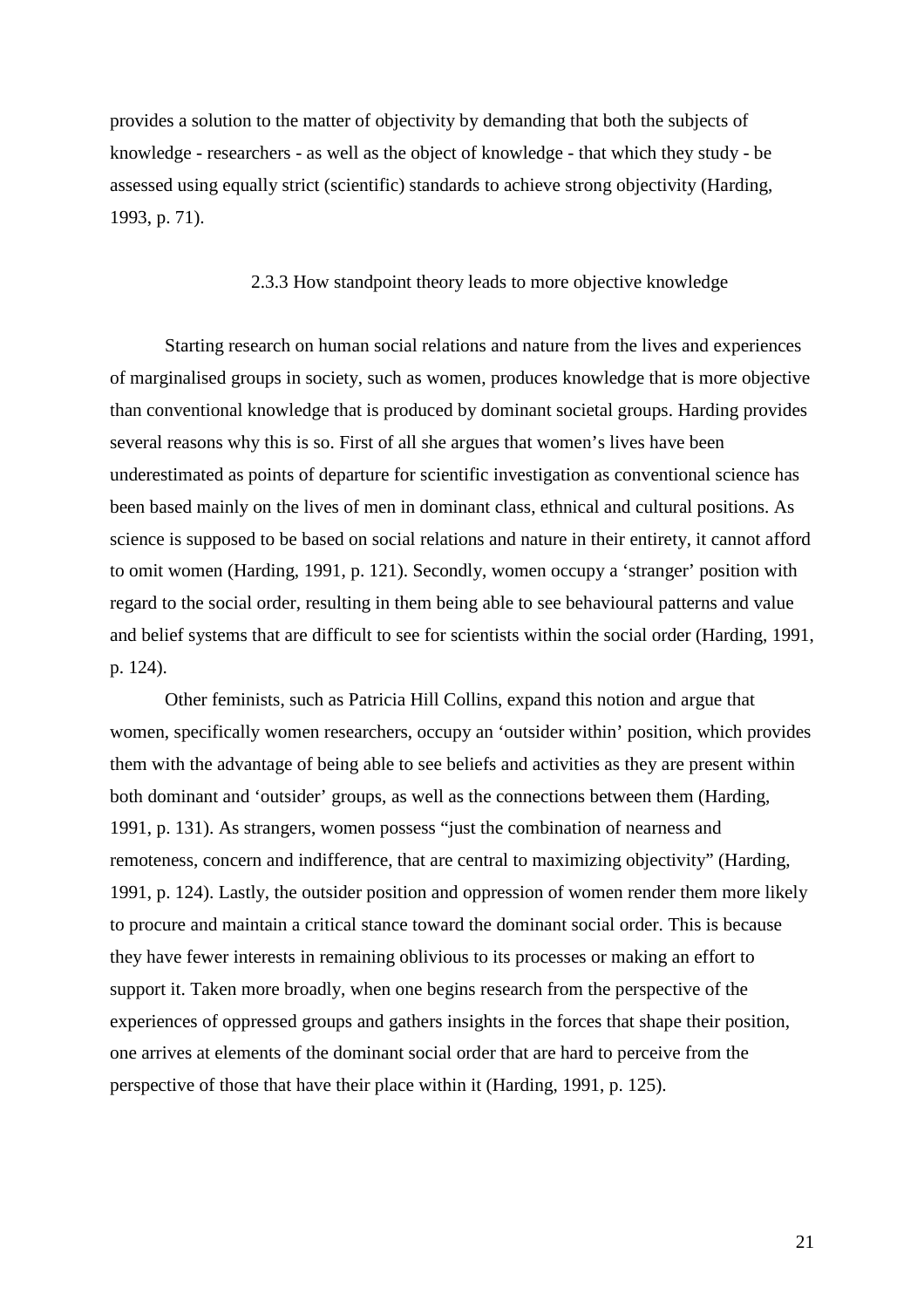provides a solution to the matter of objectivity by demanding that both the subjects of knowledge - researchers - as well as the object of knowledge - that which they study - be assessed using equally strict (scientific) standards to achieve strong objectivity (Harding, 1993, p. 71).

### 2.3.3 How standpoint theory leads to more objective knowledge

Starting research on human social relations and nature from the lives and experiences of marginalised groups in society, such as women, produces knowledge that is more objective than conventional knowledge that is produced by dominant societal groups. Harding provides several reasons why this is so. First of all she argues that women's lives have been underestimated as points of departure for scientific investigation as conventional science has been based mainly on the lives of men in dominant class, ethnical and cultural positions. As science is supposed to be based on social relations and nature in their entirety, it cannot afford to omit women (Harding, 1991, p. 121). Secondly, women occupy a 'stranger' position with regard to the social order, resulting in them being able to see behavioural patterns and value and belief systems that are difficult to see for scientists within the social order (Harding, 1991, p. 124).

Other feminists, such as Patricia Hill Collins, expand this notion and argue that women, specifically women researchers, occupy an 'outsider within' position, which provides them with the advantage of being able to see beliefs and activities as they are present within both dominant and 'outsider' groups, as well as the connections between them (Harding, 1991, p. 131). As strangers, women possess "just the combination of nearness and remoteness, concern and indifference, that are central to maximizing objectivity" (Harding, 1991, p. 124). Lastly, the outsider position and oppression of women render them more likely to procure and maintain a critical stance toward the dominant social order. This is because they have fewer interests in remaining oblivious to its processes or making an effort to support it. Taken more broadly, when one begins research from the perspective of the experiences of oppressed groups and gathers insights in the forces that shape their position, one arrives at elements of the dominant social order that are hard to perceive from the perspective of those that have their place within it (Harding, 1991, p. 125).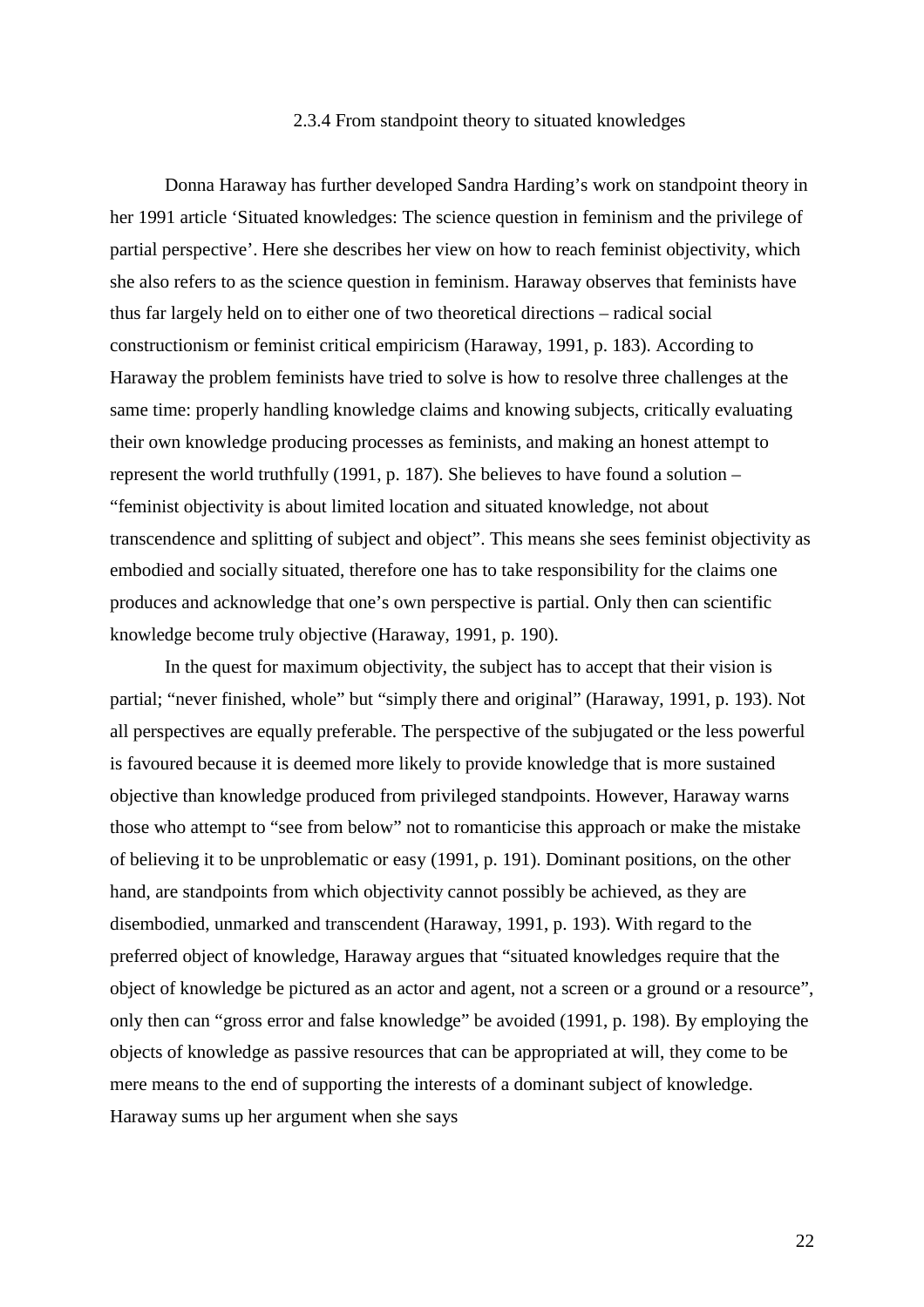### 2.3.4 From standpoint theory to situated knowledges

Donna Haraway has further developed Sandra Harding's work on standpoint theory in her 1991 article 'Situated knowledges: The science question in feminism and the privilege of partial perspective'. Here she describes her view on how to reach feminist objectivity, which she also refers to as the science question in feminism. Haraway observes that feminists have thus far largely held on to either one of two theoretical directions – radical social constructionism or feminist critical empiricism (Haraway, 1991, p. 183). According to Haraway the problem feminists have tried to solve is how to resolve three challenges at the same time: properly handling knowledge claims and knowing subjects, critically evaluating their own knowledge producing processes as feminists, and making an honest attempt to represent the world truthfully (1991, p. 187). She believes to have found a solution – "feminist objectivity is about limited location and situated knowledge, not about transcendence and splitting of subject and object". This means she sees feminist objectivity as embodied and socially situated, therefore one has to take responsibility for the claims one produces and acknowledge that one's own perspective is partial. Only then can scientific knowledge become truly objective (Haraway, 1991, p. 190).

In the quest for maximum objectivity, the subject has to accept that their vision is partial; "never finished, whole" but "simply there and original" (Haraway, 1991, p. 193). Not all perspectives are equally preferable. The perspective of the subjugated or the less powerful is favoured because it is deemed more likely to provide knowledge that is more sustained objective than knowledge produced from privileged standpoints. However, Haraway warns those who attempt to "see from below" not to romanticise this approach or make the mistake of believing it to be unproblematic or easy (1991, p. 191). Dominant positions, on the other hand, are standpoints from which objectivity cannot possibly be achieved, as they are disembodied, unmarked and transcendent (Haraway, 1991, p. 193). With regard to the preferred object of knowledge, Haraway argues that "situated knowledges require that the object of knowledge be pictured as an actor and agent, not a screen or a ground or a resource", only then can "gross error and false knowledge" be avoided (1991, p. 198). By employing the objects of knowledge as passive resources that can be appropriated at will, they come to be mere means to the end of supporting the interests of a dominant subject of knowledge. Haraway sums up her argument when she says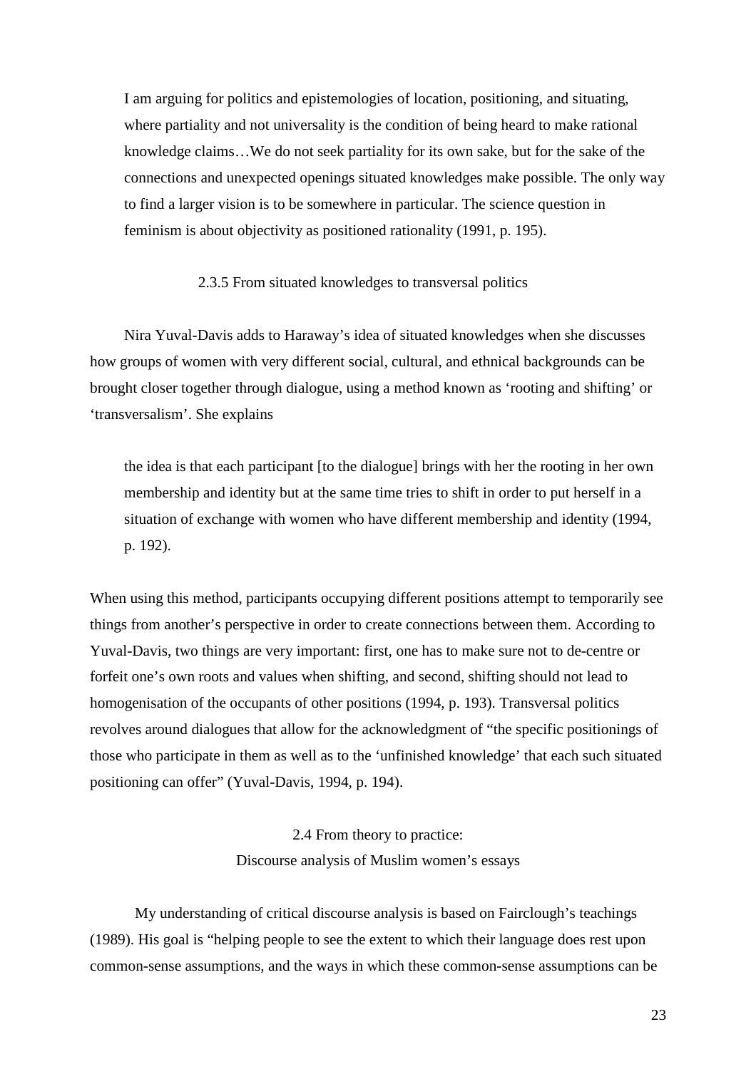> I am arguing for politics and epistemologies of location, positioning, and situating, where partiality and not universality is the condition of being heard to make rational knowledge claims…We do not seek partiality for its own sake, but for the sake of the connections and unexpected openings situated knowledges make possible. The only way to find a larger vision is to be somewhere in particular. The science question in feminism is about objectivity as positioned rationality (1991, p. 195).

### 2.3.5 From situated knowledges to transversal politics

Nira Yuval-Davis adds to Haraway's idea of situated knowledges when she discusses how groups of women with very different social, cultural, and ethnical backgrounds can be brought closer together through dialogue, using a method known as 'rooting and shifting' or 'transversalism'. She explains

> the idea is that each participant [to the dialogue] brings with her the rooting in her own membership and identity but at the same time tries to shift in order to put herself in a situation of exchange with women who have different membership and identity (1994, p. 192).

When using this method, participants occupying different positions attempt to temporarily see things from another's perspective in order to create connections between them. According to Yuval-Davis, two things are very important: first, one has to make sure not to de-centre or forfeit one's own roots and values when shifting, and second, shifting should not lead to homogenisation of the occupants of other positions (1994, p. 193). Transversal politics revolves around dialogues that allow for the acknowledgment of "the specific positionings of those who participate in them as well as to the 'unfinished knowledge' that each such situated positioning can offer" (Yuval-Davis, 1994, p. 194).

## 2.4 From theory to practice: Discourse analysis of Muslim women's essays

My understanding of critical discourse analysis is based on Fairclough's teachings (1989). His goal is "helping people to see the extent to which their language does rest upon common-sense assumptions, and the ways in which these common-sense assumptions can be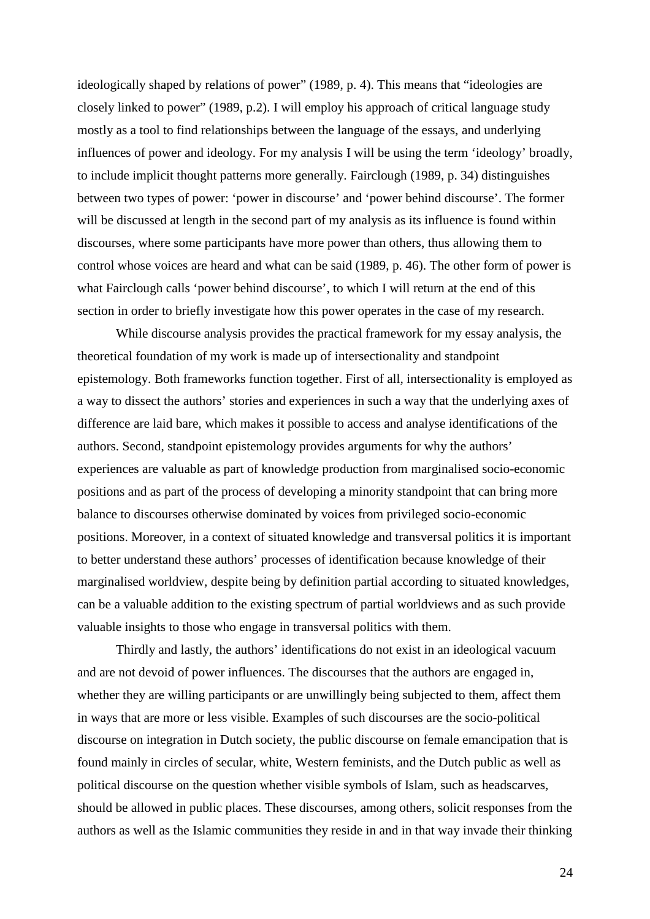ideologically shaped by relations of power" (1989, p. 4). This means that "ideologies are closely linked to power" (1989, p.2). I will employ his approach of critical language study mostly as a tool to find relationships between the language of the essays, and underlying influences of power and ideology. For my analysis I will be using the term 'ideology' broadly, to include implicit thought patterns more generally. Fairclough (1989, p. 34) distinguishes between two types of power: 'power in discourse' and 'power behind discourse'. The former will be discussed at length in the second part of my analysis as its influence is found within discourses, where some participants have more power than others, thus allowing them to control whose voices are heard and what can be said (1989, p. 46). The other form of power is what Fairclough calls 'power behind discourse', to which I will return at the end of this section in order to briefly investigate how this power operates in the case of my research.

While discourse analysis provides the practical framework for my essay analysis, the theoretical foundation of my work is made up of intersectionality and standpoint epistemology. Both frameworks function together. First of all, intersectionality is employed as a way to dissect the authors' stories and experiences in such a way that the underlying axes of difference are laid bare, which makes it possible to access and analyse identifications of the authors. Second, standpoint epistemology provides arguments for why the authors' experiences are valuable as part of knowledge production from marginalised socio-economic positions and as part of the process of developing a minority standpoint that can bring more balance to discourses otherwise dominated by voices from privileged socio-economic positions. Moreover, in a context of situated knowledge and transversal politics it is important to better understand these authors' processes of identification because knowledge of their marginalised worldview, despite being by definition partial according to situated knowledges, can be a valuable addition to the existing spectrum of partial worldviews and as such provide valuable insights to those who engage in transversal politics with them.

Thirdly and lastly, the authors' identifications do not exist in an ideological vacuum and are not devoid of power influences. The discourses that the authors are engaged in, whether they are willing participants or are unwillingly being subjected to them, affect them in ways that are more or less visible. Examples of such discourses are the socio-political discourse on integration in Dutch society, the public discourse on female emancipation that is found mainly in circles of secular, white, Western feminists, and the Dutch public as well as political discourse on the question whether visible symbols of Islam, such as headscarves, should be allowed in public places. These discourses, among others, solicit responses from the authors as well as the Islamic communities they reside in and in that way invade their thinking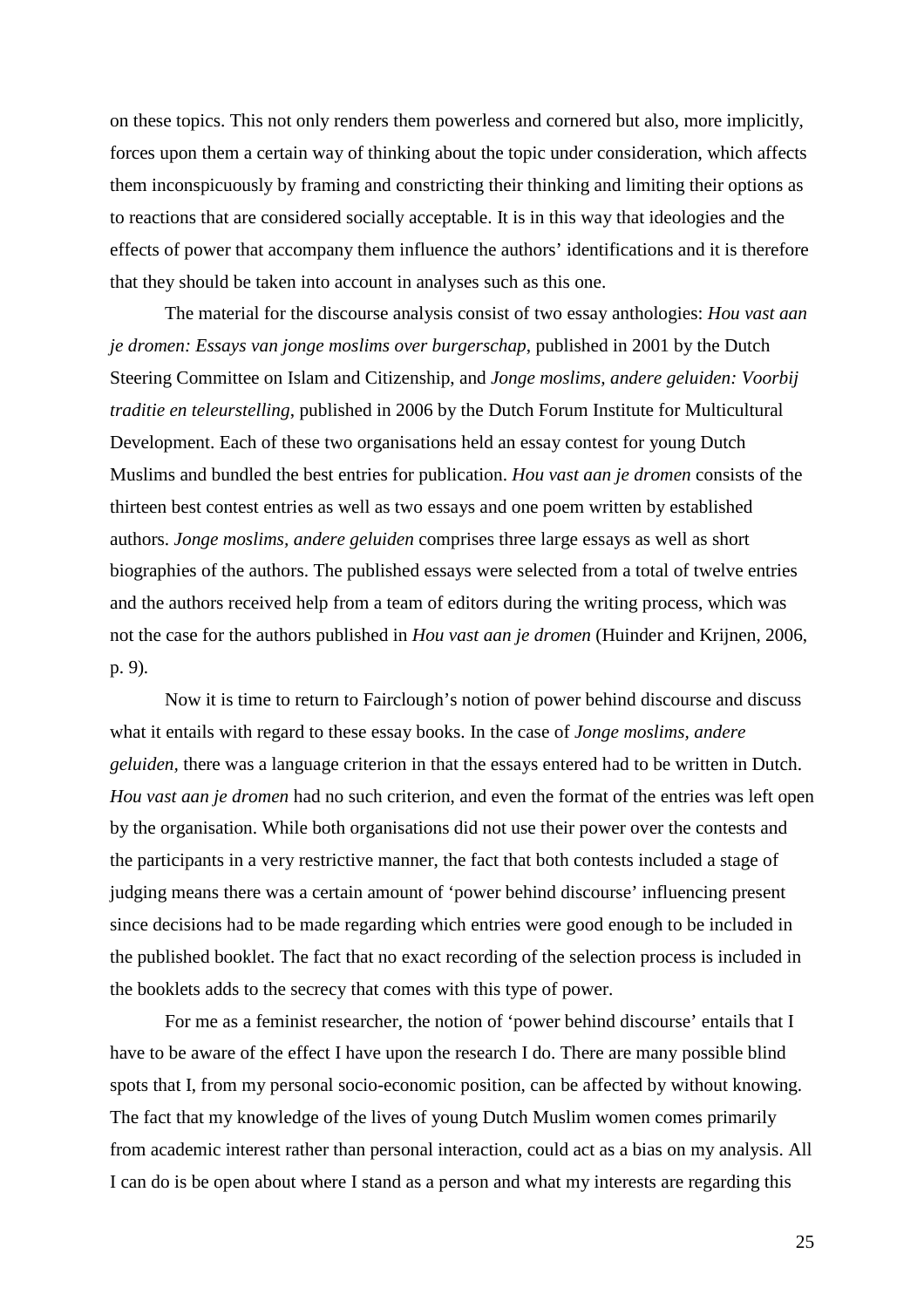on these topics. This not only renders them powerless and cornered but also, more implicitly, forces upon them a certain way of thinking about the topic under consideration, which affects them inconspicuously by framing and constricting their thinking and limiting their options as to reactions that are considered socially acceptable. It is in this way that ideologies and the effects of power that accompany them influence the authors' identifications and it is therefore that they should be taken into account in analyses such as this one.

The material for the discourse analysis consist of two essay anthologies: *Hou vast aan je dromen: Essays van jonge moslims over burgerschap*, published in 2001 by the Dutch Steering Committee on Islam and Citizenship, and *Jonge moslims, andere geluiden: Voorbij traditie en teleurstelling*, published in 2006 by the Dutch Forum Institute for Multicultural Development. Each of these two organisations held an essay contest for young Dutch Muslims and bundled the best entries for publication. *Hou vast aan je dromen* consists of the thirteen best contest entries as well as two essays and one poem written by established authors. *Jonge moslims, andere geluiden* comprises three large essays as well as short biographies of the authors. The published essays were selected from a total of twelve entries and the authors received help from a team of editors during the writing process, which was not the case for the authors published in *Hou vast aan je dromen* (Huinder and Krijnen, 2006, p. 9).

Now it is time to return to Fairclough's notion of power behind discourse and discuss what it entails with regard to these essay books. In the case of *Jonge moslims, andere geluiden,* there was a language criterion in that the essays entered had to be written in Dutch. *Hou vast aan je dromen* had no such criterion, and even the format of the entries was left open by the organisation. While both organisations did not use their power over the contests and the participants in a very restrictive manner, the fact that both contests included a stage of judging means there was a certain amount of 'power behind discourse' influencing present since decisions had to be made regarding which entries were good enough to be included in the published booklet. The fact that no exact recording of the selection process is included in the booklets adds to the secrecy that comes with this type of power.

For me as a feminist researcher, the notion of 'power behind discourse' entails that I have to be aware of the effect I have upon the research I do. There are many possible blind spots that I, from my personal socio-economic position, can be affected by without knowing. The fact that my knowledge of the lives of young Dutch Muslim women comes primarily from academic interest rather than personal interaction, could act as a bias on my analysis. All I can do is be open about where I stand as a person and what my interests are regarding this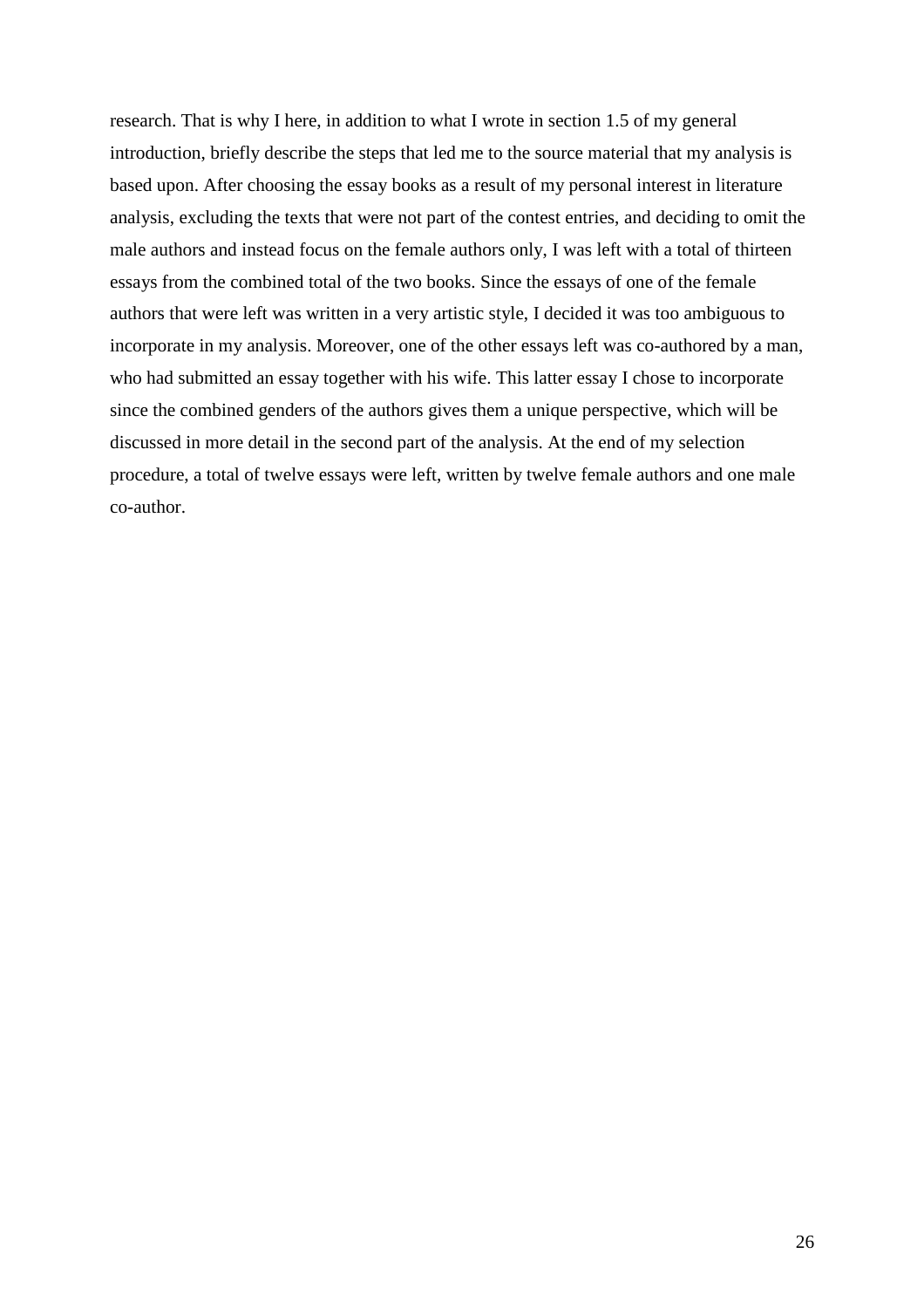research. That is why I here, in addition to what I wrote in section 1.5 of my general introduction, briefly describe the steps that led me to the source material that my analysis is based upon. After choosing the essay books as a result of my personal interest in literature analysis, excluding the texts that were not part of the contest entries, and deciding to omit the male authors and instead focus on the female authors only, I was left with a total of thirteen essays from the combined total of the two books. Since the essays of one of the female authors that were left was written in a very artistic style, I decided it was too ambiguous to incorporate in my analysis. Moreover, one of the other essays left was co-authored by a man, who had submitted an essay together with his wife. This latter essay I chose to incorporate since the combined genders of the authors gives them a unique perspective, which will be discussed in more detail in the second part of the analysis. At the end of my selection procedure, a total of twelve essays were left, written by twelve female authors and one male co-author.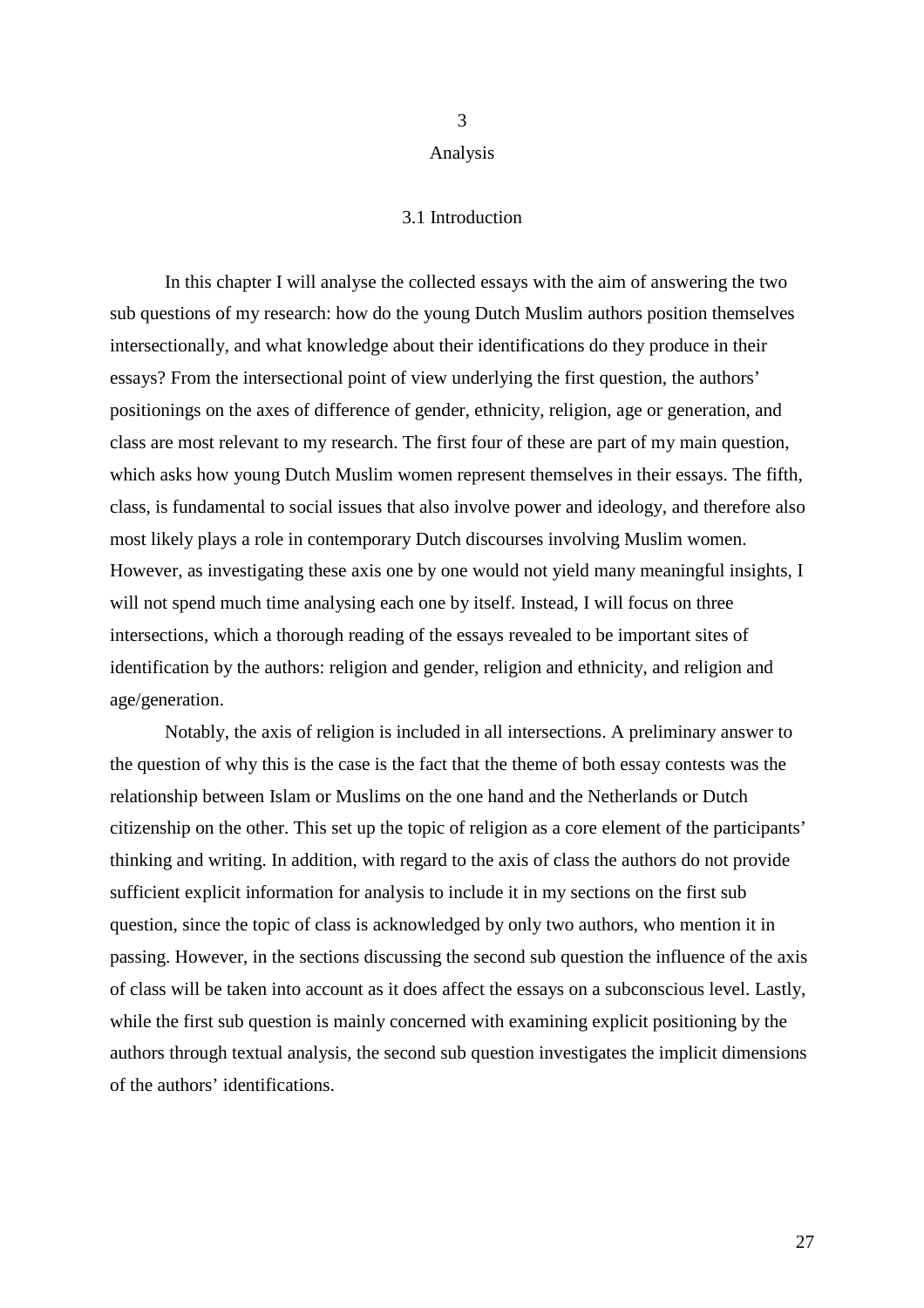# 3

# Analysis

## 3.1 Introduction

In this chapter I will analyse the collected essays with the aim of answering the two sub questions of my research: how do the young Dutch Muslim authors position themselves intersectionally, and what knowledge about their identifications do they produce in their essays? From the intersectional point of view underlying the first question, the authors' positionings on the axes of difference of gender, ethnicity, religion, age or generation, and class are most relevant to my research. The first four of these are part of my main question, which asks how young Dutch Muslim women represent themselves in their essays. The fifth, class, is fundamental to social issues that also involve power and ideology, and therefore also most likely plays a role in contemporary Dutch discourses involving Muslim women. However, as investigating these axis one by one would not yield many meaningful insights, I will not spend much time analysing each one by itself. Instead, I will focus on three intersections, which a thorough reading of the essays revealed to be important sites of identification by the authors: religion and gender, religion and ethnicity, and religion and age/generation.

Notably, the axis of religion is included in all intersections. A preliminary answer to the question of why this is the case is the fact that the theme of both essay contests was the relationship between Islam or Muslims on the one hand and the Netherlands or Dutch citizenship on the other. This set up the topic of religion as a core element of the participants' thinking and writing. In addition, with regard to the axis of class the authors do not provide sufficient explicit information for analysis to include it in my sections on the first sub question, since the topic of class is acknowledged by only two authors, who mention it in passing. However, in the sections discussing the second sub question the influence of the axis of class will be taken into account as it does affect the essays on a subconscious level. Lastly, while the first sub question is mainly concerned with examining explicit positioning by the authors through textual analysis, the second sub question investigates the implicit dimensions of the authors' identifications.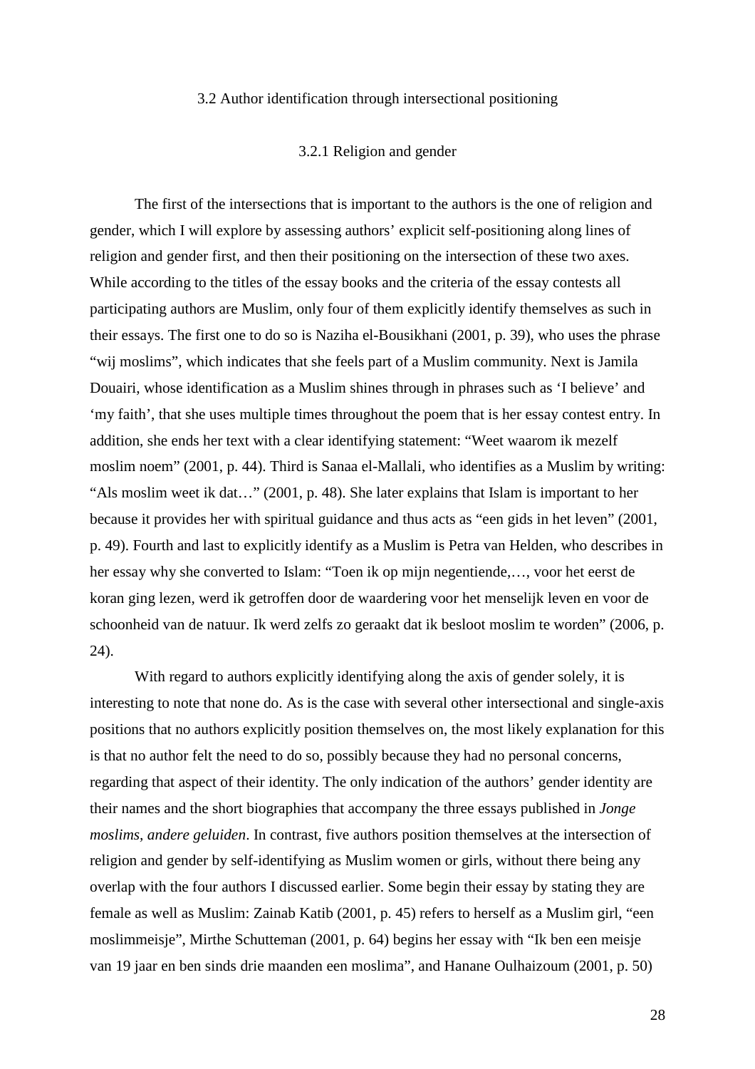### 3.2 Author identification through intersectional positioning

#### 3.2.1 Religion and gender

The first of the intersections that is important to the authors is the one of religion and gender, which I will explore by assessing authors' explicit self-positioning along lines of religion and gender first, and then their positioning on the intersection of these two axes. While according to the titles of the essay books and the criteria of the essay contests all participating authors are Muslim, only four of them explicitly identify themselves as such in their essays. The first one to do so is Naziha el-Bousikhani (2001, p. 39), who uses the phrase "wij moslims", which indicates that she feels part of a Muslim community. Next is Jamila Douairi, whose identification as a Muslim shines through in phrases such as 'I believe' and 'my faith', that she uses multiple times throughout the poem that is her essay contest entry. In addition, she ends her text with a clear identifying statement: "Weet waarom ik mezelf moslim noem" (2001, p. 44). Third is Sanaa el-Mallali, who identifies as a Muslim by writing: "Als moslim weet ik dat…" (2001, p. 48). She later explains that Islam is important to her because it provides her with spiritual guidance and thus acts as "een gids in het leven" (2001, p. 49). Fourth and last to explicitly identify as a Muslim is Petra van Helden, who describes in her essay why she converted to Islam: "Toen ik op mijn negentiende,…, voor het eerst de koran ging lezen, werd ik getroffen door de waardering voor het menselijk leven en voor de schoonheid van de natuur. Ik werd zelfs zo geraakt dat ik besloot moslim te worden" (2006, p. 24).

With regard to authors explicitly identifying along the axis of gender solely, it is interesting to note that none do. As is the case with several other intersectional and single-axis positions that no authors explicitly position themselves on, the most likely explanation for this is that no author felt the need to do so, possibly because they had no personal concerns, regarding that aspect of their identity. The only indication of the authors' gender identity are their names and the short biographies that accompany the three essays published in *Jonge moslims, andere geluiden*. In contrast, five authors position themselves at the intersection of religion and gender by self-identifying as Muslim women or girls, without there being any overlap with the four authors I discussed earlier. Some begin their essay by stating they are female as well as Muslim: Zainab Katib (2001, p. 45) refers to herself as a Muslim girl, "een moslimmeisje", Mirthe Schutteman (2001, p. 64) begins her essay with "Ik ben een meisje van 19 jaar en ben sinds drie maanden een moslima", and Hanane Oulhaizoum (2001, p. 50)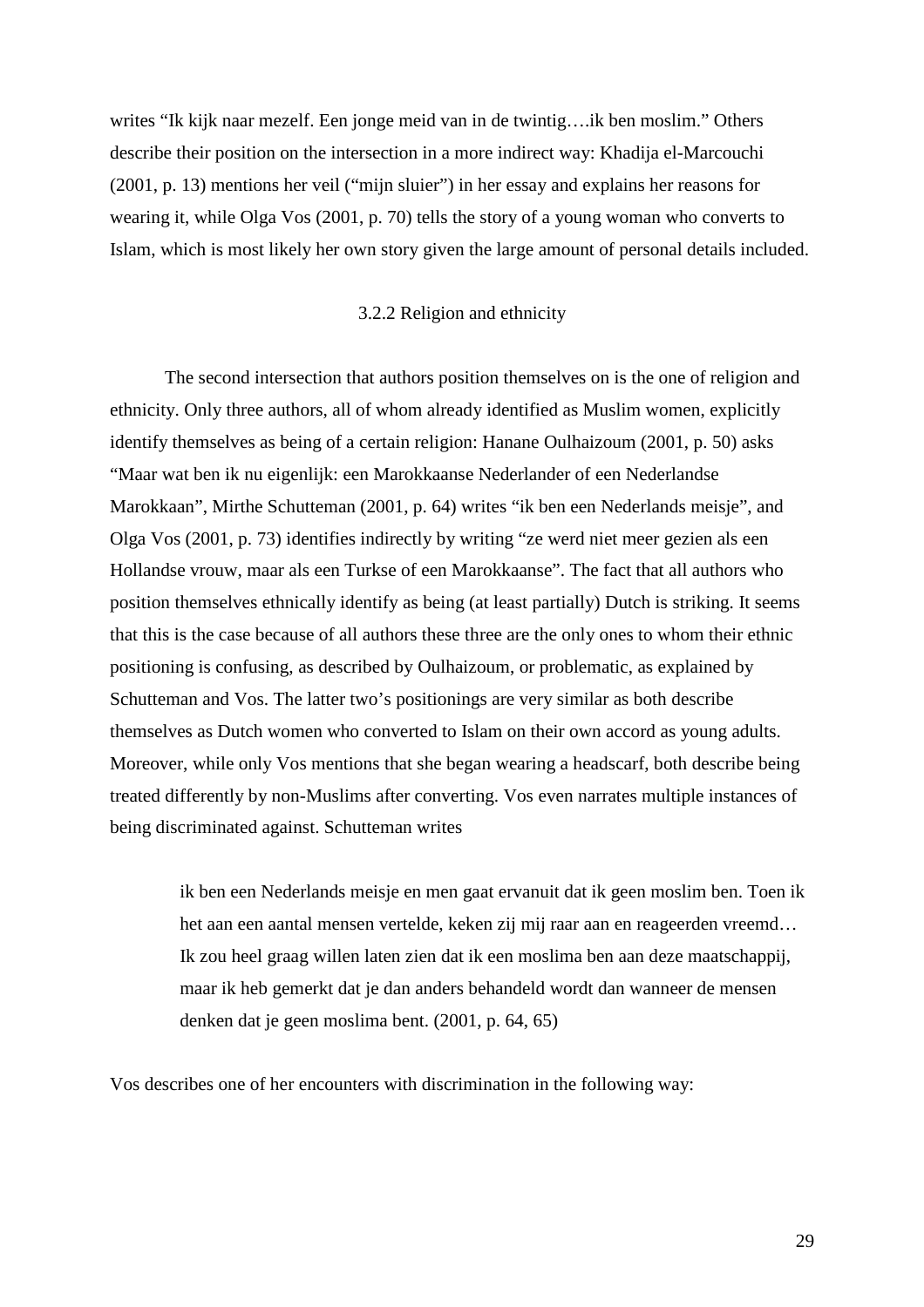writes "Ik kijk naar mezelf. Een jonge meid van in de twintig….ik ben moslim." Others describe their position on the intersection in a more indirect way: Khadija el-Marcouchi (2001, p. 13) mentions her veil ("mijn sluier") in her essay and explains her reasons for wearing it, while Olga Vos (2001, p. 70) tells the story of a young woman who converts to Islam, which is most likely her own story given the large amount of personal details included.

### 3.2.2 Religion and ethnicity

The second intersection that authors position themselves on is the one of religion and ethnicity. Only three authors, all of whom already identified as Muslim women, explicitly identify themselves as being of a certain religion: Hanane Oulhaizoum (2001, p. 50) asks "Maar wat ben ik nu eigenlijk: een Marokkaanse Nederlander of een Nederlandse Marokkaan", Mirthe Schutteman (2001, p. 64) writes "ik ben een Nederlands meisje", and Olga Vos (2001, p. 73) identifies indirectly by writing "ze werd niet meer gezien als een Hollandse vrouw, maar als een Turkse of een Marokkaanse". The fact that all authors who position themselves ethnically identify as being (at least partially) Dutch is striking. It seems that this is the case because of all authors these three are the only ones to whom their ethnic positioning is confusing, as described by Oulhaizoum, or problematic, as explained by Schutteman and Vos. The latter two's positionings are very similar as both describe themselves as Dutch women who converted to Islam on their own accord as young adults. Moreover, while only Vos mentions that she began wearing a headscarf, both describe being treated differently by non-Muslims after converting. Vos even narrates multiple instances of being discriminated against. Schutteman writes

> ik ben een Nederlands meisje en men gaat ervanuit dat ik geen moslim ben. Toen ik het aan een aantal mensen vertelde, keken zij mij raar aan en reageerden vreemd… Ik zou heel graag willen laten zien dat ik een moslima ben aan deze maatschappij, maar ik heb gemerkt dat je dan anders behandeld wordt dan wanneer de mensen denken dat je geen moslima bent. (2001, p. 64, 65)

Vos describes one of her encounters with discrimination in the following way: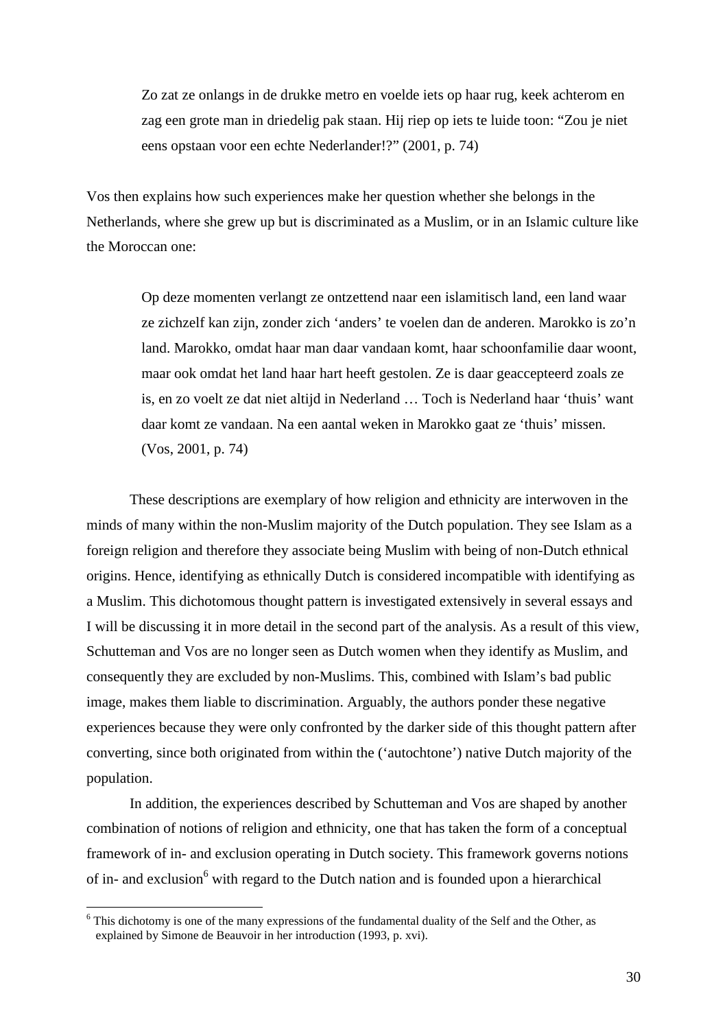> Zo zat ze onlangs in de drukke metro en voelde iets op haar rug, keek achterom en zag een grote man in driedelig pak staan. Hij riep op iets te luide toon: "Zou je niet eens opstaan voor een echte Nederlander!?" (2001, p. 74)

Vos then explains how such experiences make her question whether she belongs in the Netherlands, where she grew up but is discriminated as a Muslim, or in an Islamic culture like the Moroccan one:

> Op deze momenten verlangt ze ontzettend naar een islamitisch land, een land waar ze zichzelf kan zijn, zonder zich 'anders' te voelen dan de anderen. Marokko is zo'n land. Marokko, omdat haar man daar vandaan komt, haar schoonfamilie daar woont, maar ook omdat het land haar hart heeft gestolen. Ze is daar geaccepteerd zoals ze is, en zo voelt ze dat niet altijd in Nederland … Toch is Nederland haar 'thuis' want daar komt ze vandaan. Na een aantal weken in Marokko gaat ze 'thuis' missen. (Vos, 2001, p. 74)

These descriptions are exemplary of how religion and ethnicity are interwoven in the minds of many within the non-Muslim majority of the Dutch population. They see Islam as a foreign religion and therefore they associate being Muslim with being of non-Dutch ethnical origins. Hence, identifying as ethnically Dutch is considered incompatible with identifying as a Muslim. This dichotomous thought pattern is investigated extensively in several essays and I will be discussing it in more detail in the second part of the analysis. As a result of this view, Schutteman and Vos are no longer seen as Dutch women when they identify as Muslim, and consequently they are excluded by non-Muslims. This, combined with Islam's bad public image, makes them liable to discrimination. Arguably, the authors ponder these negative experiences because they were only confronted by the darker side of this thought pattern after converting, since both originated from within the ('autochtone') native Dutch majority of the population.

In addition, the experiences described by Schutteman and Vos are shaped by another combination of notions of religion and ethnicity, one that has taken the form of a conceptual framework of in- and exclusion operating in Dutch society. This framework governs notions of in- and exclusion[6] with regard to the Dutch nation and is founded upon a hierarchical

[6] This dichotomy is one of the many expressions of the fundamental duality of the Self and the Other, as explained by Simone de Beauvoir in her introduction (1993, p. xvi).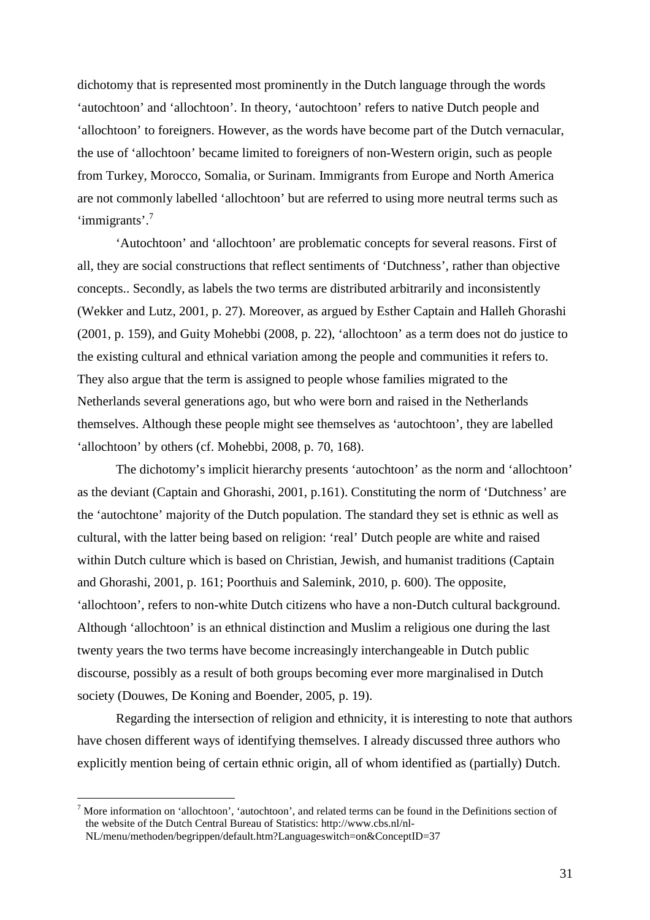dichotomy that is represented most prominently in the Dutch language through the words 'autochtoon' and 'allochtoon'. In theory, 'autochtoon' refers to native Dutch people and 'allochtoon' to foreigners. However, as the words have become part of the Dutch vernacular, the use of 'allochtoon' became limited to foreigners of non-Western origin, such as people from Turkey, Morocco, Somalia, or Surinam. Immigrants from Europe and North America are not commonly labelled 'allochtoon' but are referred to using more neutral terms such as 'immigrants'.[7]

'Autochtoon' and 'allochtoon' are problematic concepts for several reasons. First of all, they are social constructions that reflect sentiments of 'Dutchness', rather than objective concepts.. Secondly, as labels the two terms are distributed arbitrarily and inconsistently (Wekker and Lutz, 2001, p. 27). Moreover, as argued by Esther Captain and Halleh Ghorashi (2001, p. 159), and Guity Mohebbi (2008, p. 22), 'allochtoon' as a term does not do justice to the existing cultural and ethnical variation among the people and communities it refers to. They also argue that the term is assigned to people whose families migrated to the Netherlands several generations ago, but who were born and raised in the Netherlands themselves. Although these people might see themselves as 'autochtoon', they are labelled 'allochtoon' by others (cf. Mohebbi, 2008, p. 70, 168).

The dichotomy's implicit hierarchy presents 'autochtoon' as the norm and 'allochtoon' as the deviant (Captain and Ghorashi, 2001, p.161). Constituting the norm of 'Dutchness' are the 'autochtone' majority of the Dutch population. The standard they set is ethnic as well as cultural, with the latter being based on religion: 'real' Dutch people are white and raised within Dutch culture which is based on Christian, Jewish, and humanist traditions (Captain and Ghorashi, 2001, p. 161; Poorthuis and Salemink, 2010, p. 600). The opposite, 'allochtoon', refers to non-white Dutch citizens who have a non-Dutch cultural background. Although 'allochtoon' is an ethnical distinction and Muslim a religious one during the last twenty years the two terms have become increasingly interchangeable in Dutch public discourse, possibly as a result of both groups becoming ever more marginalised in Dutch society (Douwes, De Koning and Boender, 2005, p. 19).

Regarding the intersection of religion and ethnicity, it is interesting to note that authors have chosen different ways of identifying themselves. I already discussed three authors who explicitly mention being of certain ethnic origin, all of whom identified as (partially) Dutch.

---

[7] More information on 'allochtoon', 'autochtoon', and related terms can be found in the Definitions section of the website of the Dutch Central Bureau of Statistics: http://www.cbs.nl/nl-NL/menu/methoden/begrippen/default.htm?Languageswitch=on&ConceptID=37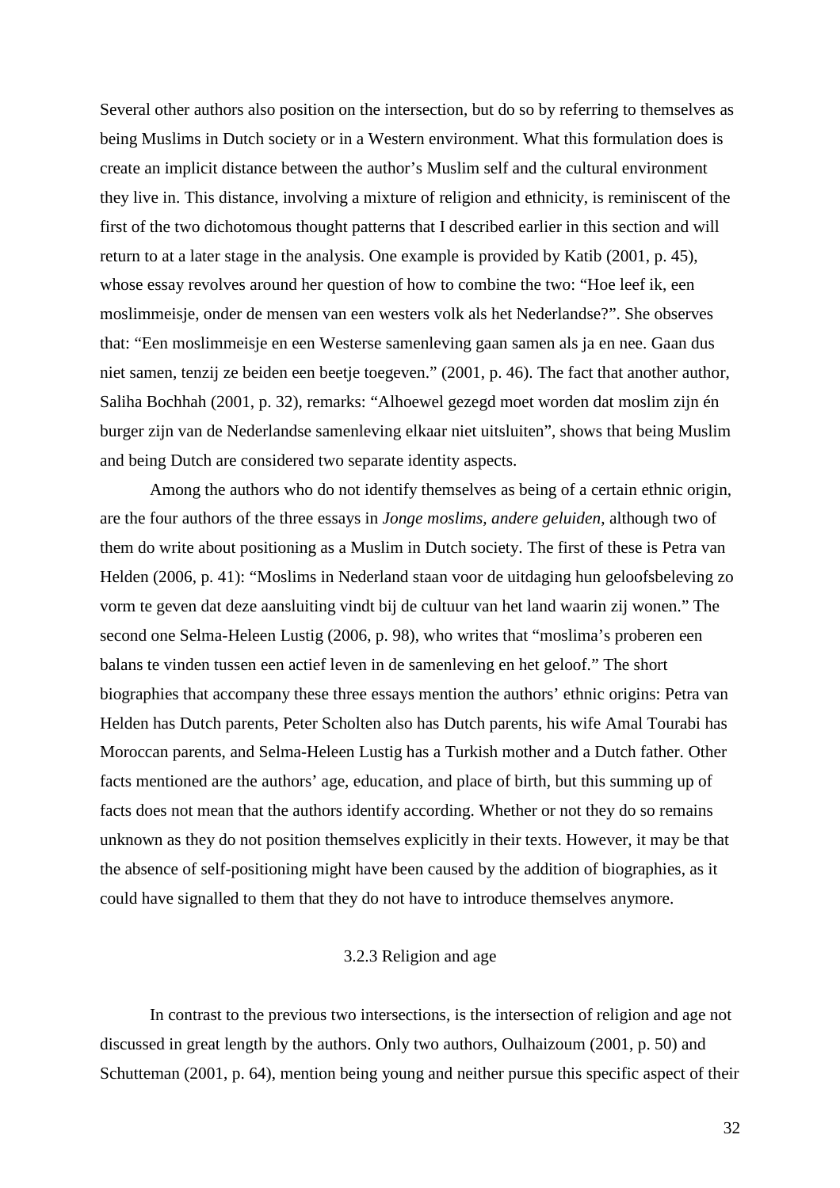Several other authors also position on the intersection, but do so by referring to themselves as being Muslims in Dutch society or in a Western environment. What this formulation does is create an implicit distance between the author's Muslim self and the cultural environment they live in. This distance, involving a mixture of religion and ethnicity, is reminiscent of the first of the two dichotomous thought patterns that I described earlier in this section and will return to at a later stage in the analysis. One example is provided by Katib (2001, p. 45), whose essay revolves around her question of how to combine the two: "Hoe leef ik, een moslimmeisje, onder de mensen van een westers volk als het Nederlandse?". She observes that: "Een moslimmeisje en een Westerse samenleving gaan samen als ja en nee. Gaan dus niet samen, tenzij ze beiden een beetje toegeven." (2001, p. 46). The fact that another author, Saliha Bochhah (2001, p. 32), remarks: "Alhoewel gezegd moet worden dat moslim zijn én burger zijn van de Nederlandse samenleving elkaar niet uitsluiten", shows that being Muslim and being Dutch are considered two separate identity aspects.

Among the authors who do not identify themselves as being of a certain ethnic origin, are the four authors of the three essays in *Jonge moslims, andere geluiden*, although two of them do write about positioning as a Muslim in Dutch society. The first of these is Petra van Helden (2006, p. 41): "Moslims in Nederland staan voor de uitdaging hun geloofsbeleving zo vorm te geven dat deze aansluiting vindt bij de cultuur van het land waarin zij wonen." The second one Selma-Heleen Lustig (2006, p. 98), who writes that "moslima's proberen een balans te vinden tussen een actief leven in de samenleving en het geloof." The short biographies that accompany these three essays mention the authors' ethnic origins: Petra van Helden has Dutch parents, Peter Scholten also has Dutch parents, his wife Amal Tourabi has Moroccan parents, and Selma-Heleen Lustig has a Turkish mother and a Dutch father. Other facts mentioned are the authors' age, education, and place of birth, but this summing up of facts does not mean that the authors identify according. Whether or not they do so remains unknown as they do not position themselves explicitly in their texts. However, it may be that the absence of self-positioning might have been caused by the addition of biographies, as it could have signalled to them that they do not have to introduce themselves anymore.

### 3.2.3 Religion and age

In contrast to the previous two intersections, is the intersection of religion and age not discussed in great length by the authors. Only two authors, Oulhaizoum (2001, p. 50) and Schutteman (2001, p. 64), mention being young and neither pursue this specific aspect of their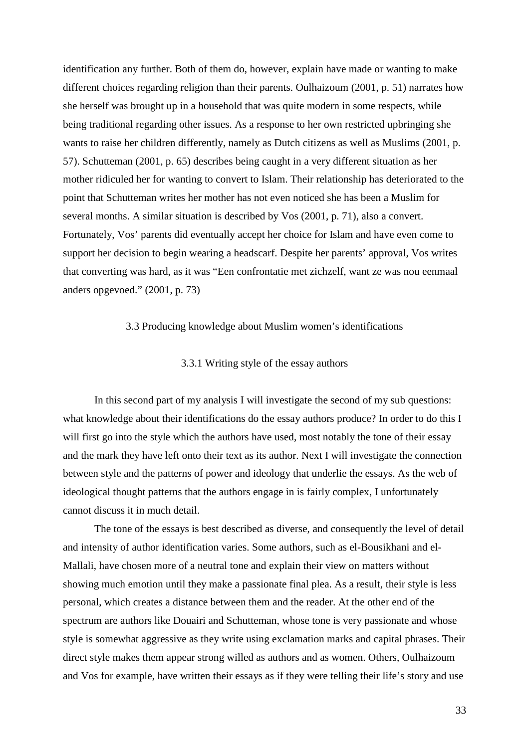identification any further. Both of them do, however, explain have made or wanting to make different choices regarding religion than their parents. Oulhaizoum (2001, p. 51) narrates how she herself was brought up in a household that was quite modern in some respects, while being traditional regarding other issues. As a response to her own restricted upbringing she wants to raise her children differently, namely as Dutch citizens as well as Muslims (2001, p. 57). Schutteman (2001, p. 65) describes being caught in a very different situation as her mother ridiculed her for wanting to convert to Islam. Their relationship has deteriorated to the point that Schutteman writes her mother has not even noticed she has been a Muslim for several months. A similar situation is described by Vos (2001, p. 71), also a convert. Fortunately, Vos' parents did eventually accept her choice for Islam and have even come to support her decision to begin wearing a headscarf. Despite her parents' approval, Vos writes that converting was hard, as it was "Een confrontatie met zichzelf, want ze was nou eenmaal anders opgevoed." (2001, p. 73)

## 3.3 Producing knowledge about Muslim women's identifications

### 3.3.1 Writing style of the essay authors

In this second part of my analysis I will investigate the second of my sub questions: what knowledge about their identifications do the essay authors produce? In order to do this I will first go into the style which the authors have used, most notably the tone of their essay and the mark they have left onto their text as its author. Next I will investigate the connection between style and the patterns of power and ideology that underlie the essays. As the web of ideological thought patterns that the authors engage in is fairly complex, I unfortunately cannot discuss it in much detail.

The tone of the essays is best described as diverse, and consequently the level of detail and intensity of author identification varies. Some authors, such as el-Bousikhani and el-Mallali, have chosen more of a neutral tone and explain their view on matters without showing much emotion until they make a passionate final plea. As a result, their style is less personal, which creates a distance between them and the reader. At the other end of the spectrum are authors like Douairi and Schutteman, whose tone is very passionate and whose style is somewhat aggressive as they write using exclamation marks and capital phrases. Their direct style makes them appear strong willed as authors and as women. Others, Oulhaizoum and Vos for example, have written their essays as if they were telling their life's story and use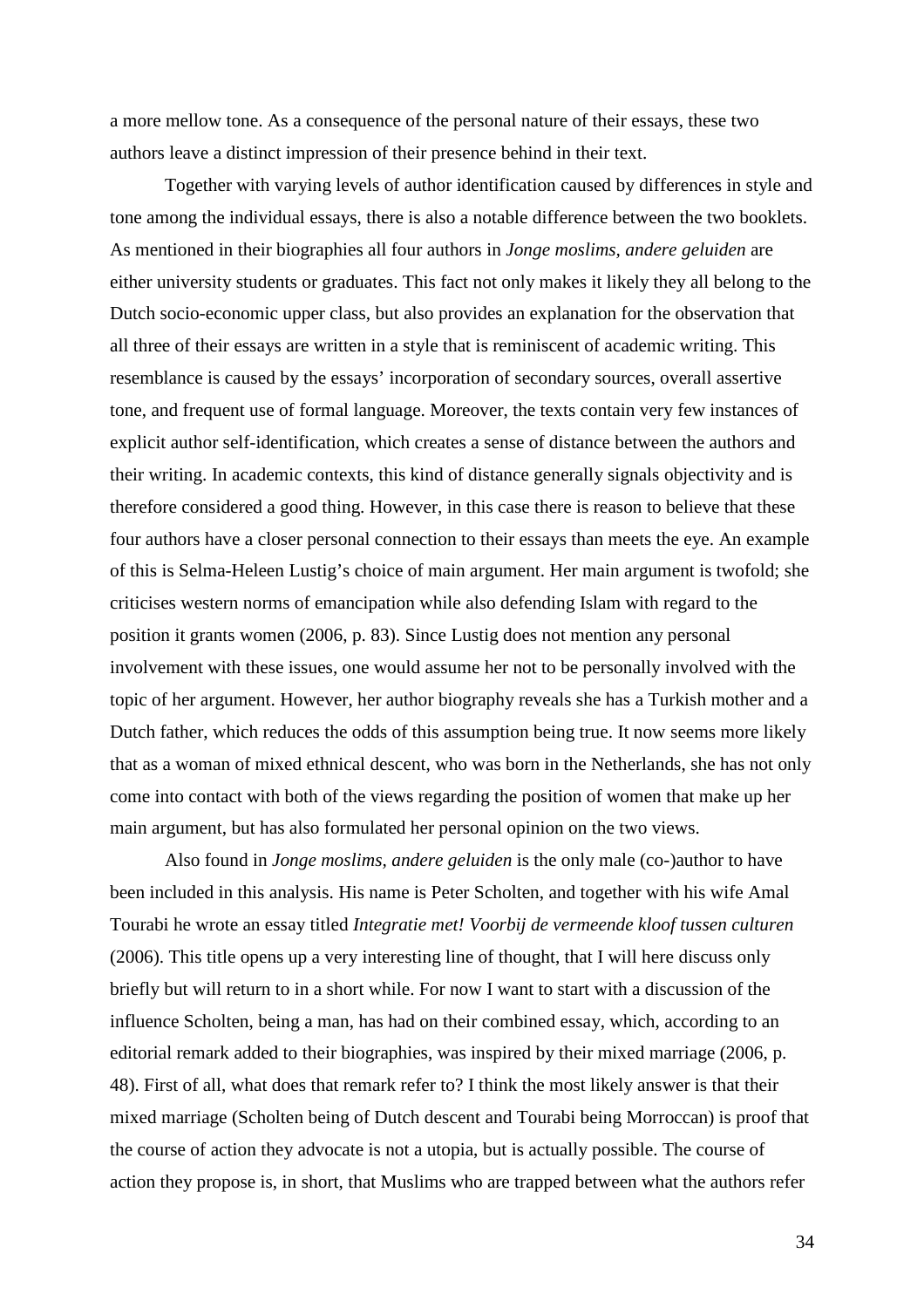a more mellow tone. As a consequence of the personal nature of their essays, these two authors leave a distinct impression of their presence behind in their text.

Together with varying levels of author identification caused by differences in style and tone among the individual essays, there is also a notable difference between the two booklets. As mentioned in their biographies all four authors in *Jonge moslims, andere geluiden* are either university students or graduates. This fact not only makes it likely they all belong to the Dutch socio-economic upper class, but also provides an explanation for the observation that all three of their essays are written in a style that is reminiscent of academic writing. This resemblance is caused by the essays' incorporation of secondary sources, overall assertive tone, and frequent use of formal language. Moreover, the texts contain very few instances of explicit author self-identification, which creates a sense of distance between the authors and their writing. In academic contexts, this kind of distance generally signals objectivity and is therefore considered a good thing. However, in this case there is reason to believe that these four authors have a closer personal connection to their essays than meets the eye. An example of this is Selma-Heleen Lustig's choice of main argument. Her main argument is twofold; she criticises western norms of emancipation while also defending Islam with regard to the position it grants women (2006, p. 83). Since Lustig does not mention any personal involvement with these issues, one would assume her not to be personally involved with the topic of her argument. However, her author biography reveals she has a Turkish mother and a Dutch father, which reduces the odds of this assumption being true. It now seems more likely that as a woman of mixed ethnical descent, who was born in the Netherlands, she has not only come into contact with both of the views regarding the position of women that make up her main argument, but has also formulated her personal opinion on the two views.

Also found in *Jonge moslims, andere geluiden* is the only male (co-)author to have been included in this analysis. His name is Peter Scholten, and together with his wife Amal Tourabi he wrote an essay titled *Integratie met! Voorbij de vermeende kloof tussen culturen* (2006). This title opens up a very interesting line of thought, that I will here discuss only briefly but will return to in a short while. For now I want to start with a discussion of the influence Scholten, being a man, has had on their combined essay, which, according to an editorial remark added to their biographies, was inspired by their mixed marriage (2006, p. 48). First of all, what does that remark refer to? I think the most likely answer is that their mixed marriage (Scholten being of Dutch descent and Tourabi being Morroccan) is proof that the course of action they advocate is not a utopia, but is actually possible. The course of action they propose is, in short, that Muslims who are trapped between what the authors refer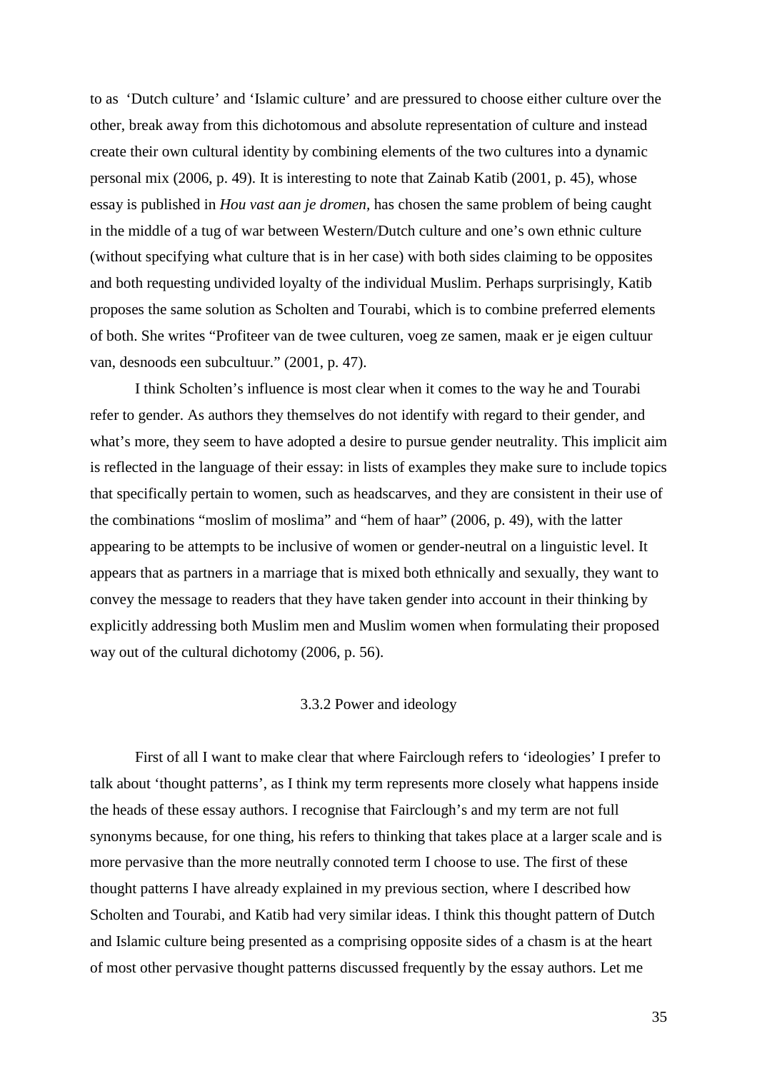to as 'Dutch culture' and 'Islamic culture' and are pressured to choose either culture over the other, break away from this dichotomous and absolute representation of culture and instead create their own cultural identity by combining elements of the two cultures into a dynamic personal mix (2006, p. 49). It is interesting to note that Zainab Katib (2001, p. 45), whose essay is published in *Hou vast aan je dromen*, has chosen the same problem of being caught in the middle of a tug of war between Western/Dutch culture and one's own ethnic culture (without specifying what culture that is in her case) with both sides claiming to be opposites and both requesting undivided loyalty of the individual Muslim. Perhaps surprisingly, Katib proposes the same solution as Scholten and Tourabi, which is to combine preferred elements of both. She writes "Profiteer van de twee culturen, voeg ze samen, maak er je eigen cultuur van, desnoods een subcultuur." (2001, p. 47).

I think Scholten's influence is most clear when it comes to the way he and Tourabi refer to gender. As authors they themselves do not identify with regard to their gender, and what's more, they seem to have adopted a desire to pursue gender neutrality. This implicit aim is reflected in the language of their essay: in lists of examples they make sure to include topics that specifically pertain to women, such as headscarves, and they are consistent in their use of the combinations "moslim of moslima" and "hem of haar" (2006, p. 49), with the latter appearing to be attempts to be inclusive of women or gender-neutral on a linguistic level. It appears that as partners in a marriage that is mixed both ethnically and sexually, they want to convey the message to readers that they have taken gender into account in their thinking by explicitly addressing both Muslim men and Muslim women when formulating their proposed way out of the cultural dichotomy (2006, p. 56).

### 3.3.2 Power and ideology

First of all I want to make clear that where Fairclough refers to 'ideologies' I prefer to talk about 'thought patterns', as I think my term represents more closely what happens inside the heads of these essay authors. I recognise that Fairclough's and my term are not full synonyms because, for one thing, his refers to thinking that takes place at a larger scale and is more pervasive than the more neutrally connoted term I choose to use. The first of these thought patterns I have already explained in my previous section, where I described how Scholten and Tourabi, and Katib had very similar ideas. I think this thought pattern of Dutch and Islamic culture being presented as a comprising opposite sides of a chasm is at the heart of most other pervasive thought patterns discussed frequently by the essay authors. Let me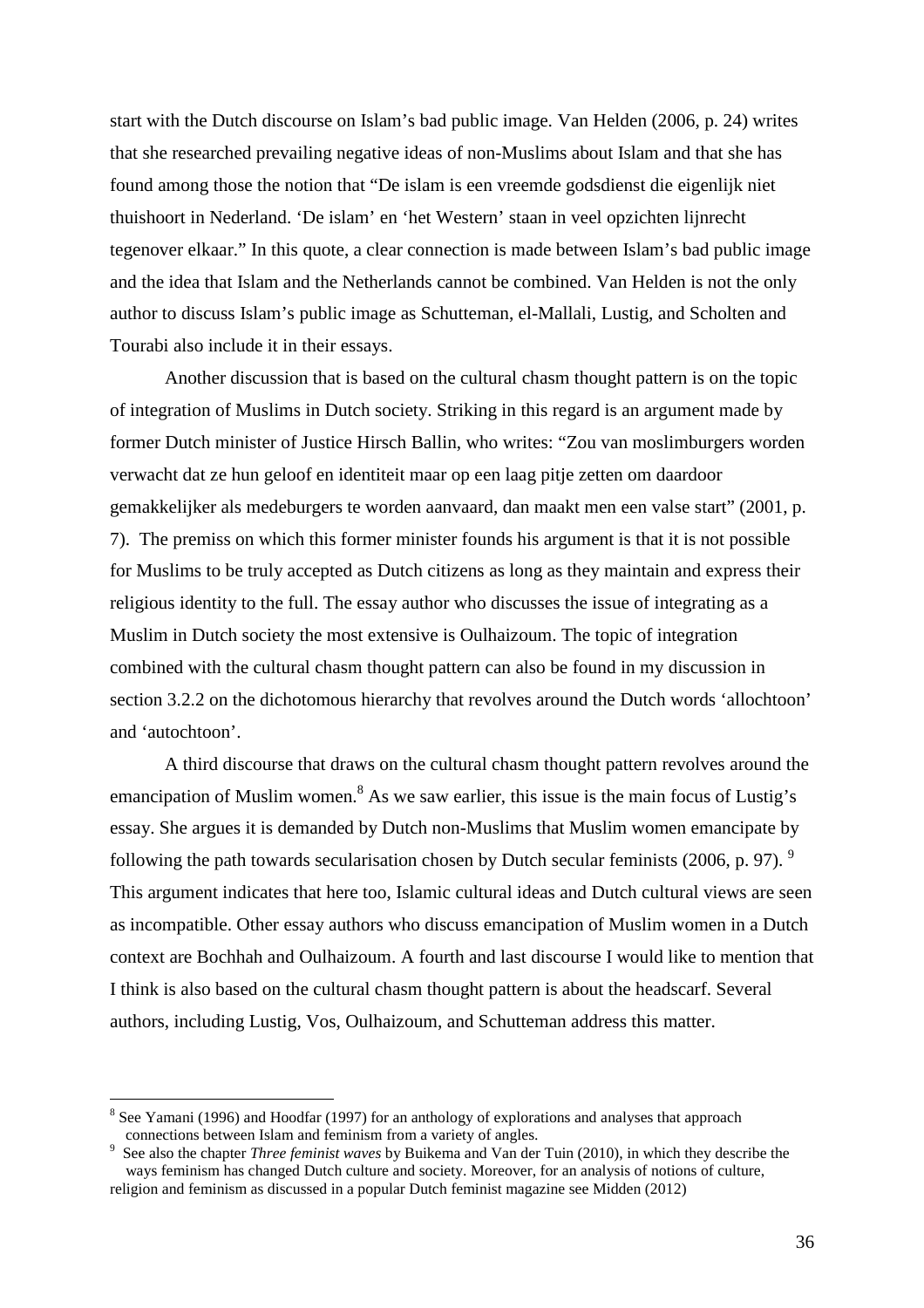start with the Dutch discourse on Islam's bad public image. Van Helden (2006, p. 24) writes that she researched prevailing negative ideas of non-Muslims about Islam and that she has found among those the notion that "De islam is een vreemde godsdienst die eigenlijk niet thuishoort in Nederland. 'De islam' en 'het Western' staan in veel opzichten lijnrecht tegenover elkaar." In this quote, a clear connection is made between Islam's bad public image and the idea that Islam and the Netherlands cannot be combined. Van Helden is not the only author to discuss Islam's public image as Schutteman, el-Mallali, Lustig, and Scholten and Tourabi also include it in their essays.

Another discussion that is based on the cultural chasm thought pattern is on the topic of integration of Muslims in Dutch society. Striking in this regard is an argument made by former Dutch minister of Justice Hirsch Ballin, who writes: "Zou van moslimburgers worden verwacht dat ze hun geloof en identiteit maar op een laag pitje zetten om daardoor gemakkelijker als medeburgers te worden aanvaard, dan maakt men een valse start" (2001, p. 7). The premiss on which this former minister founds his argument is that it is not possible for Muslims to be truly accepted as Dutch citizens as long as they maintain and express their religious identity to the full. The essay author who discusses the issue of integrating as a Muslim in Dutch society the most extensive is Oulhaizoum. The topic of integration combined with the cultural chasm thought pattern can also be found in my discussion in section 3.2.2 on the dichotomous hierarchy that revolves around the Dutch words 'allochtoon' and 'autochtoon'.

A third discourse that draws on the cultural chasm thought pattern revolves around the emancipation of Muslim women.[8] As we saw earlier, this issue is the main focus of Lustig's essay. She argues it is demanded by Dutch non-Muslims that Muslim women emancipate by following the path towards secularisation chosen by Dutch secular feminists (2006, p. 97).[9] This argument indicates that here too, Islamic cultural ideas and Dutch cultural views are seen as incompatible. Other essay authors who discuss emancipation of Muslim women in a Dutch context are Bochhah and Oulhaizoum. A fourth and last discourse I would like to mention that I think is also based on the cultural chasm thought pattern is about the headscarf. Several authors, including Lustig, Vos, Oulhaizoum, and Schutteman address this matter.

---

[8] See Yamani (1996) and Hoodfar (1997) for an anthology of explorations and analyses that approach connections between Islam and feminism from a variety of angles.

[9] See also the chapter *Three feminist waves* by Buikema and Van der Tuin (2010), in which they describe the ways feminism has changed Dutch culture and society. Moreover, for an analysis of notions of culture, religion and feminism as discussed in a popular Dutch feminist magazine see Midden (2012)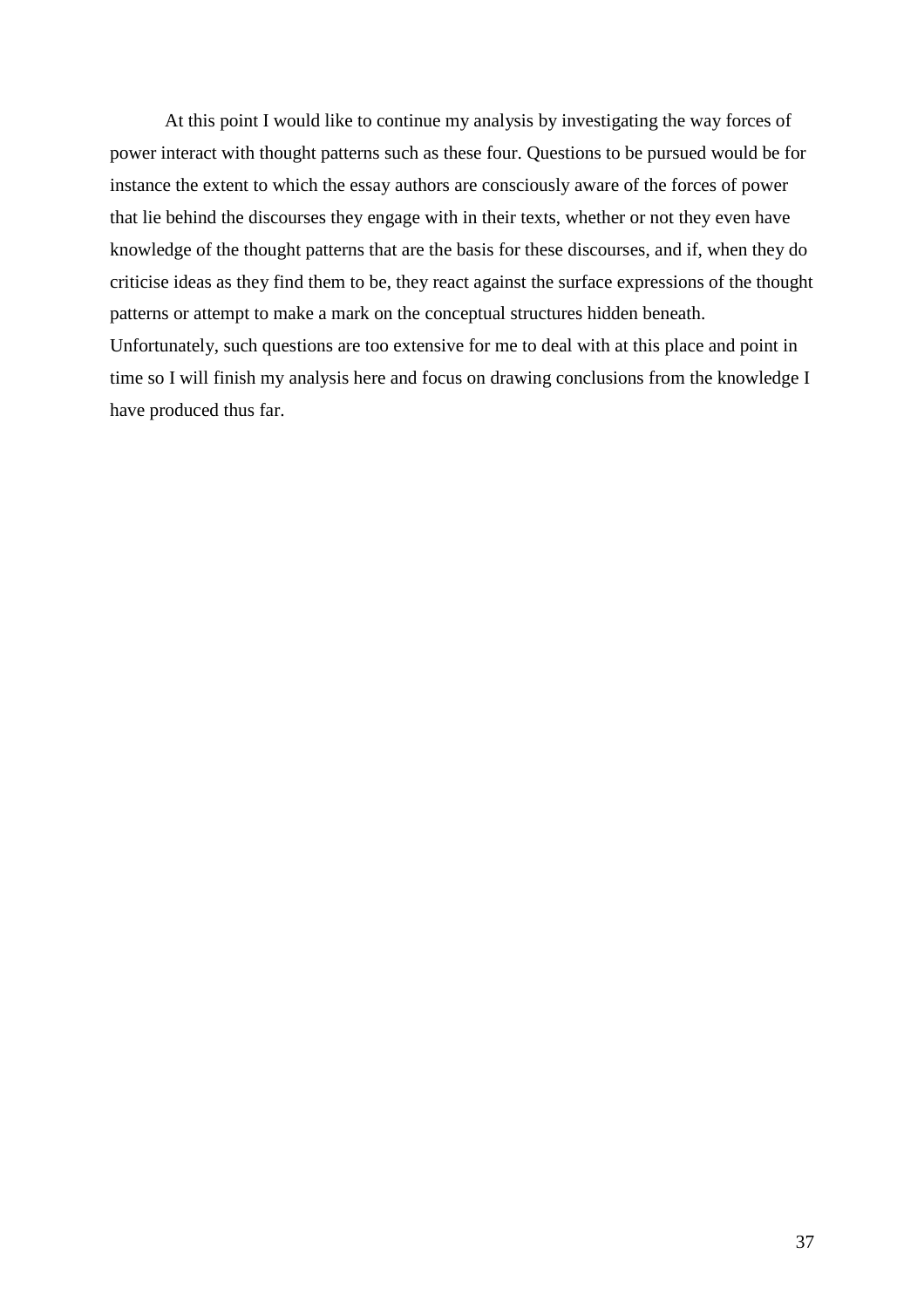At this point I would like to continue my analysis by investigating the way forces of power interact with thought patterns such as these four. Questions to be pursued would be for instance the extent to which the essay authors are consciously aware of the forces of power that lie behind the discourses they engage with in their texts, whether or not they even have knowledge of the thought patterns that are the basis for these discourses, and if, when they do criticise ideas as they find them to be, they react against the surface expressions of the thought patterns or attempt to make a mark on the conceptual structures hidden beneath. Unfortunately, such questions are too extensive for me to deal with at this place and point in time so I will finish my analysis here and focus on drawing conclusions from the knowledge I have produced thus far.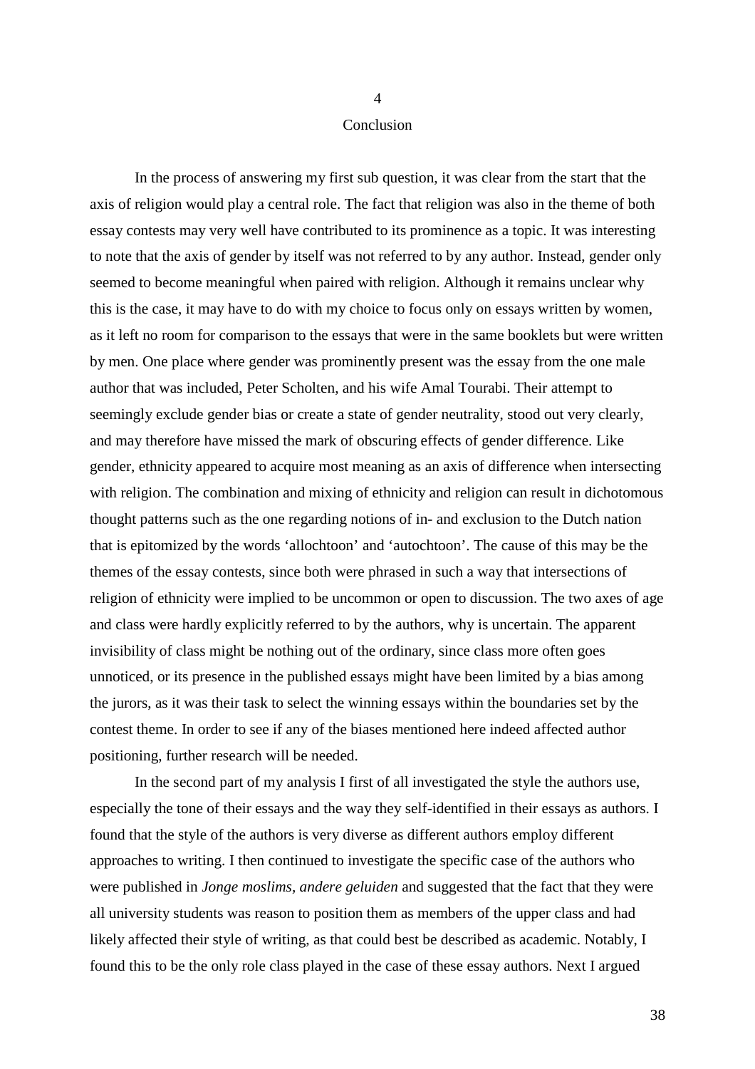# 4
# Conclusion

In the process of answering my first sub question, it was clear from the start that the axis of religion would play a central role. The fact that religion was also in the theme of both essay contests may very well have contributed to its prominence as a topic. It was interesting to note that the axis of gender by itself was not referred to by any author. Instead, gender only seemed to become meaningful when paired with religion. Although it remains unclear why this is the case, it may have to do with my choice to focus only on essays written by women, as it left no room for comparison to the essays that were in the same booklets but were written by men. One place where gender was prominently present was the essay from the one male author that was included, Peter Scholten, and his wife Amal Tourabi. Their attempt to seemingly exclude gender bias or create a state of gender neutrality, stood out very clearly, and may therefore have missed the mark of obscuring effects of gender difference. Like gender, ethnicity appeared to acquire most meaning as an axis of difference when intersecting with religion. The combination and mixing of ethnicity and religion can result in dichotomous thought patterns such as the one regarding notions of in- and exclusion to the Dutch nation that is epitomized by the words 'allochtoon' and 'autochtoon'. The cause of this may be the themes of the essay contests, since both were phrased in such a way that intersections of religion of ethnicity were implied to be uncommon or open to discussion. The two axes of age and class were hardly explicitly referred to by the authors, why is uncertain. The apparent invisibility of class might be nothing out of the ordinary, since class more often goes unnoticed, or its presence in the published essays might have been limited by a bias among the jurors, as it was their task to select the winning essays within the boundaries set by the contest theme. In order to see if any of the biases mentioned here indeed affected author positioning, further research will be needed.

In the second part of my analysis I first of all investigated the style the authors use, especially the tone of their essays and the way they self-identified in their essays as authors. I found that the style of the authors is very diverse as different authors employ different approaches to writing. I then continued to investigate the specific case of the authors who were published in *Jonge moslims, andere geluiden* and suggested that the fact that they were all university students was reason to position them as members of the upper class and had likely affected their style of writing, as that could best be described as academic. Notably, I found this to be the only role class played in the case of these essay authors. Next I argued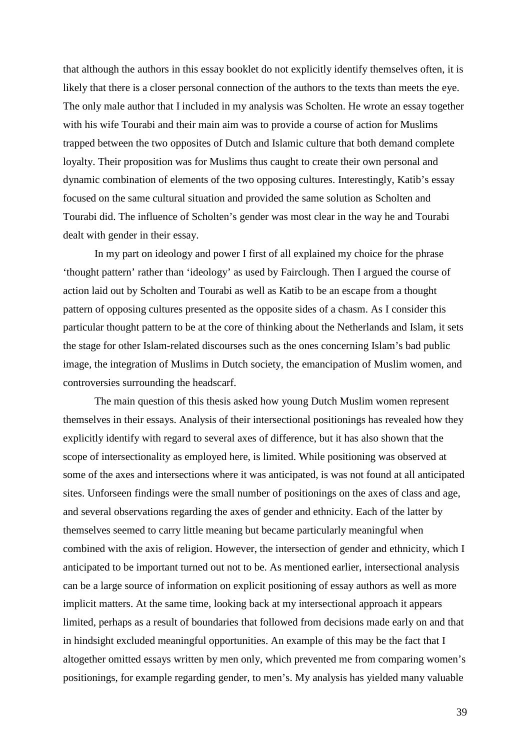that although the authors in this essay booklet do not explicitly identify themselves often, it is likely that there is a closer personal connection of the authors to the texts than meets the eye. The only male author that I included in my analysis was Scholten. He wrote an essay together with his wife Tourabi and their main aim was to provide a course of action for Muslims trapped between the two opposites of Dutch and Islamic culture that both demand complete loyalty. Their proposition was for Muslims thus caught to create their own personal and dynamic combination of elements of the two opposing cultures. Interestingly, Katib's essay focused on the same cultural situation and provided the same solution as Scholten and Tourabi did. The influence of Scholten's gender was most clear in the way he and Tourabi dealt with gender in their essay.

In my part on ideology and power I first of all explained my choice for the phrase 'thought pattern' rather than 'ideology' as used by Fairclough. Then I argued the course of action laid out by Scholten and Tourabi as well as Katib to be an escape from a thought pattern of opposing cultures presented as the opposite sides of a chasm. As I consider this particular thought pattern to be at the core of thinking about the Netherlands and Islam, it sets the stage for other Islam-related discourses such as the ones concerning Islam's bad public image, the integration of Muslims in Dutch society, the emancipation of Muslim women, and controversies surrounding the headscarf.

The main question of this thesis asked how young Dutch Muslim women represent themselves in their essays. Analysis of their intersectional positionings has revealed how they explicitly identify with regard to several axes of difference, but it has also shown that the scope of intersectionality as employed here, is limited. While positioning was observed at some of the axes and intersections where it was anticipated, is was not found at all anticipated sites. Unforseen findings were the small number of positionings on the axes of class and age, and several observations regarding the axes of gender and ethnicity. Each of the latter by themselves seemed to carry little meaning but became particularly meaningful when combined with the axis of religion. However, the intersection of gender and ethnicity, which I anticipated to be important turned out not to be. As mentioned earlier, intersectional analysis can be a large source of information on explicit positioning of essay authors as well as more implicit matters. At the same time, looking back at my intersectional approach it appears limited, perhaps as a result of boundaries that followed from decisions made early on and that in hindsight excluded meaningful opportunities. An example of this may be the fact that I altogether omitted essays written by men only, which prevented me from comparing women's positionings, for example regarding gender, to men's. My analysis has yielded many valuable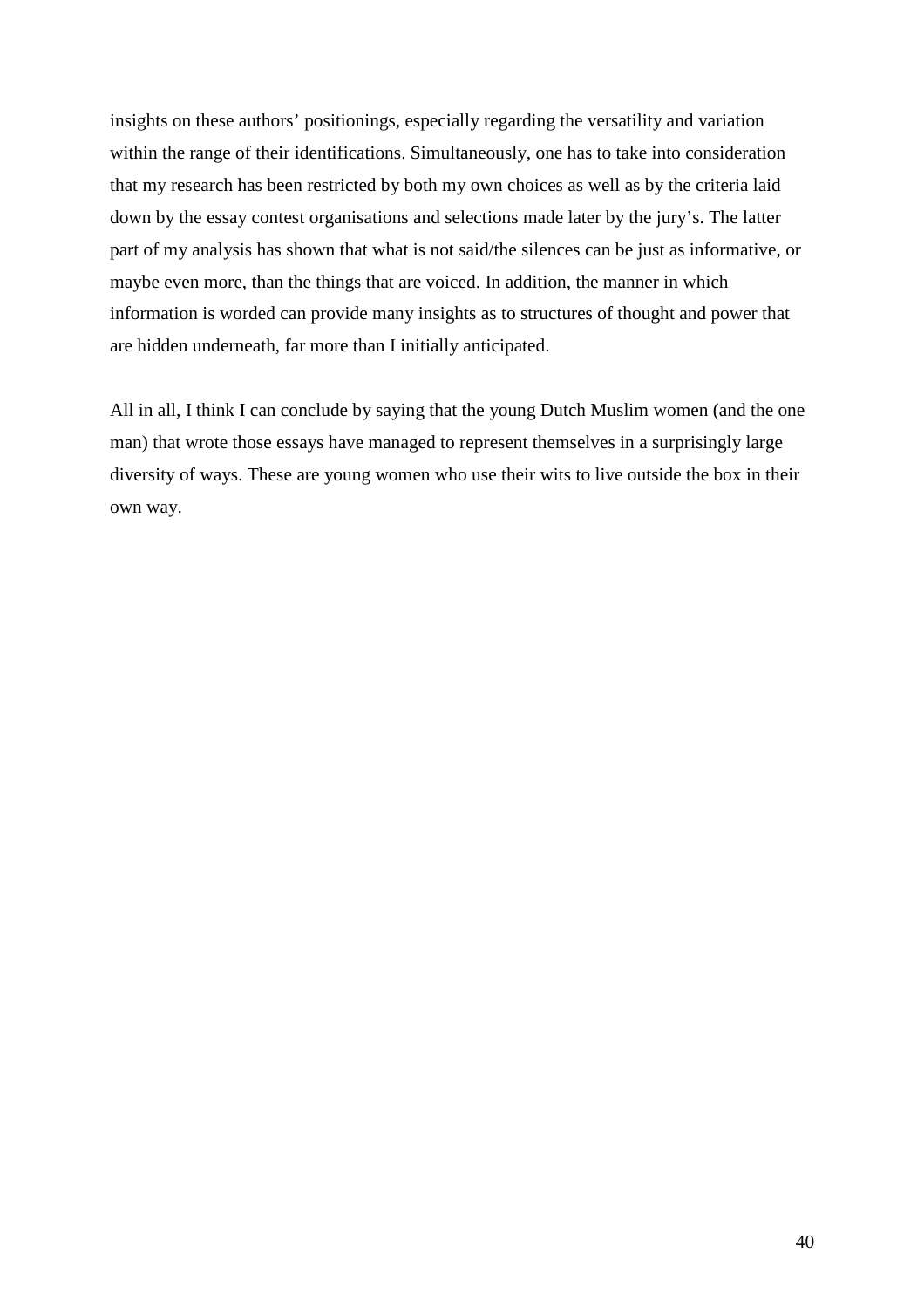insights on these authors' positionings, especially regarding the versatility and variation within the range of their identifications. Simultaneously, one has to take into consideration that my research has been restricted by both my own choices as well as by the criteria laid down by the essay contest organisations and selections made later by the jury's. The latter part of my analysis has shown that what is not said/the silences can be just as informative, or maybe even more, than the things that are voiced. In addition, the manner in which information is worded can provide many insights as to structures of thought and power that are hidden underneath, far more than I initially anticipated.

All in all, I think I can conclude by saying that the young Dutch Muslim women (and the one man) that wrote those essays have managed to represent themselves in a surprisingly large diversity of ways. These are young women who use their wits to live outside the box in their own way.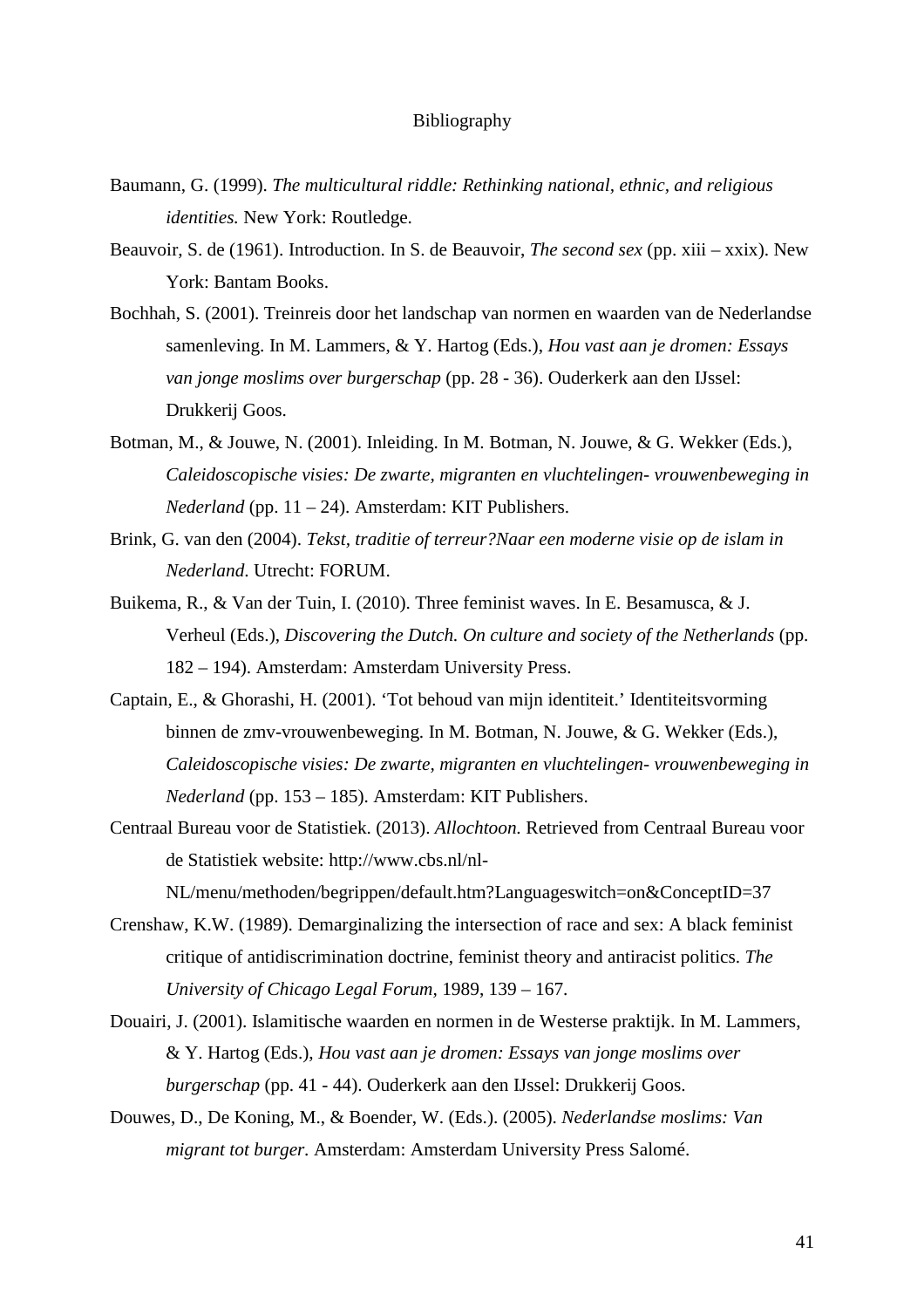# Bibliography

Baumann, G. (1999). *The multicultural riddle: Rethinking national, ethnic, and religious identities.* New York: Routledge.

Beauvoir, S. de (1961). Introduction. In S. de Beauvoir, *The second sex* (pp. xiii – xxix). New York: Bantam Books.

Bochhah, S. (2001). Treinreis door het landschap van normen en waarden van de Nederlandse samenleving. In M. Lammers, & Y. Hartog (Eds.), *Hou vast aan je dromen: Essays van jonge moslims over burgerschap* (pp. 28 - 36). Ouderkerk aan den IJssel: Drukkerij Goos.

Botman, M., & Jouwe, N. (2001). Inleiding. In M. Botman, N. Jouwe, & G. Wekker (Eds.), *Caleidoscopische visies: De zwarte, migranten en vluchtelingen- vrouwenbeweging in Nederland* (pp. 11 – 24). Amsterdam: KIT Publishers.

Brink, G. van den (2004). *Tekst, traditie of terreur?Naar een moderne visie op de islam in Nederland*. Utrecht: FORUM.

Buikema, R., & Van der Tuin, I. (2010). Three feminist waves. In E. Besamusca, & J. Verheul (Eds.), *Discovering the Dutch. On culture and society of the Netherlands* (pp. 182 – 194). Amsterdam: Amsterdam University Press.

Captain, E., & Ghorashi, H. (2001). 'Tot behoud van mijn identiteit.' Identiteitsvorming binnen de zmv-vrouwenbeweging. In M. Botman, N. Jouwe, & G. Wekker (Eds.), *Caleidoscopische visies: De zwarte, migranten en vluchtelingen- vrouwenbeweging in Nederland* (pp. 153 – 185). Amsterdam: KIT Publishers.

Centraal Bureau voor de Statistiek. (2013). *Allochtoon.* Retrieved from Centraal Bureau voor de Statistiek website: http://www.cbs.nl/nl-NL/menu/methoden/begrippen/default.htm?Languageswitch=on&ConceptID=37

Crenshaw, K.W. (1989). Demarginalizing the intersection of race and sex: A black feminist critique of antidiscrimination doctrine, feminist theory and antiracist politics. *The University of Chicago Legal Forum*, 1989, 139 – 167.

Douairi, J. (2001). Islamitische waarden en normen in de Westerse praktijk. In M. Lammers, & Y. Hartog (Eds.), *Hou vast aan je dromen: Essays van jonge moslims over burgerschap* (pp. 41 - 44). Ouderkerk aan den IJssel: Drukkerij Goos.

Douwes, D., De Koning, M., & Boender, W. (Eds.). (2005). *Nederlandse moslims: Van migrant tot burger.* Amsterdam: Amsterdam University Press Salomé.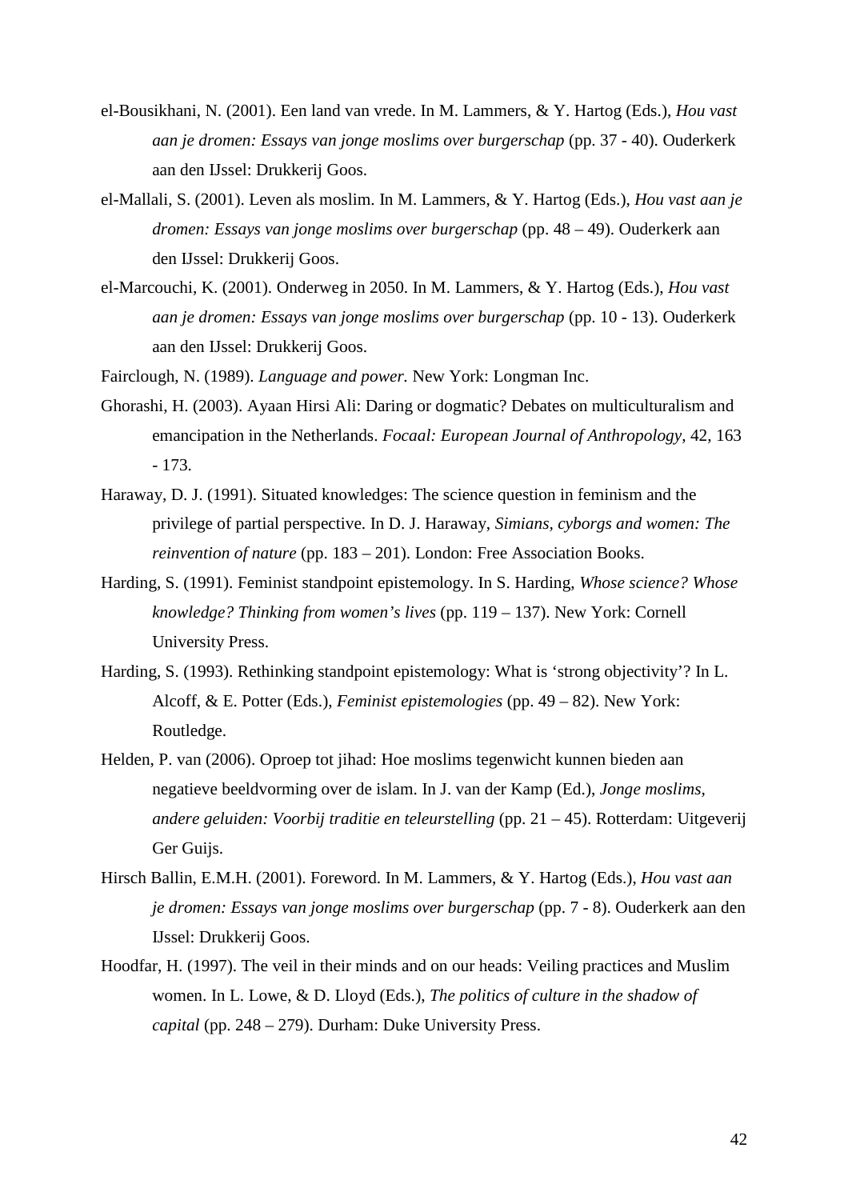el-Bousikhani, N. (2001). Een land van vrede. In M. Lammers, & Y. Hartog (Eds.), *Hou vast aan je dromen: Essays van jonge moslims over burgerschap* (pp. 37 - 40). Ouderkerk aan den IJssel: Drukkerij Goos.

el-Mallali, S. (2001). Leven als moslim. In M. Lammers, & Y. Hartog (Eds.), *Hou vast aan je dromen: Essays van jonge moslims over burgerschap* (pp. 48 – 49). Ouderkerk aan den IJssel: Drukkerij Goos.

el-Marcouchi, K. (2001). Onderweg in 2050. In M. Lammers, & Y. Hartog (Eds.), *Hou vast aan je dromen: Essays van jonge moslims over burgerschap* (pp. 10 - 13). Ouderkerk aan den IJssel: Drukkerij Goos.

Fairclough, N. (1989). *Language and power.* New York: Longman Inc.

Ghorashi, H. (2003). Ayaan Hirsi Ali: Daring or dogmatic? Debates on multiculturalism and emancipation in the Netherlands. *Focaal: European Journal of Anthropology*, 42, 163 - 173.

Haraway, D. J. (1991). Situated knowledges: The science question in feminism and the privilege of partial perspective. In D. J. Haraway, *Simians, cyborgs and women: The reinvention of nature* (pp. 183 – 201). London: Free Association Books.

Harding, S. (1991). Feminist standpoint epistemology. In S. Harding, *Whose science? Whose knowledge? Thinking from women's lives* (pp. 119 – 137). New York: Cornell University Press.

Harding, S. (1993). Rethinking standpoint epistemology: What is 'strong objectivity'? In L. Alcoff, & E. Potter (Eds.), *Feminist epistemologies* (pp. 49 – 82). New York: Routledge.

Helden, P. van (2006). Oproep tot jihad: Hoe moslims tegenwicht kunnen bieden aan negatieve beeldvorming over de islam. In J. van der Kamp (Ed.), *Jonge moslims, andere geluiden: Voorbij traditie en teleurstelling* (pp. 21 – 45). Rotterdam: Uitgeverij Ger Guijs.

Hirsch Ballin, E.M.H. (2001). Foreword. In M. Lammers, & Y. Hartog (Eds.), *Hou vast aan je dromen: Essays van jonge moslims over burgerschap* (pp. 7 - 8). Ouderkerk aan den IJssel: Drukkerij Goos.

Hoodfar, H. (1997). The veil in their minds and on our heads: Veiling practices and Muslim women. In L. Lowe, & D. Lloyd (Eds.), *The politics of culture in the shadow of capital* (pp. 248 – 279). Durham: Duke University Press.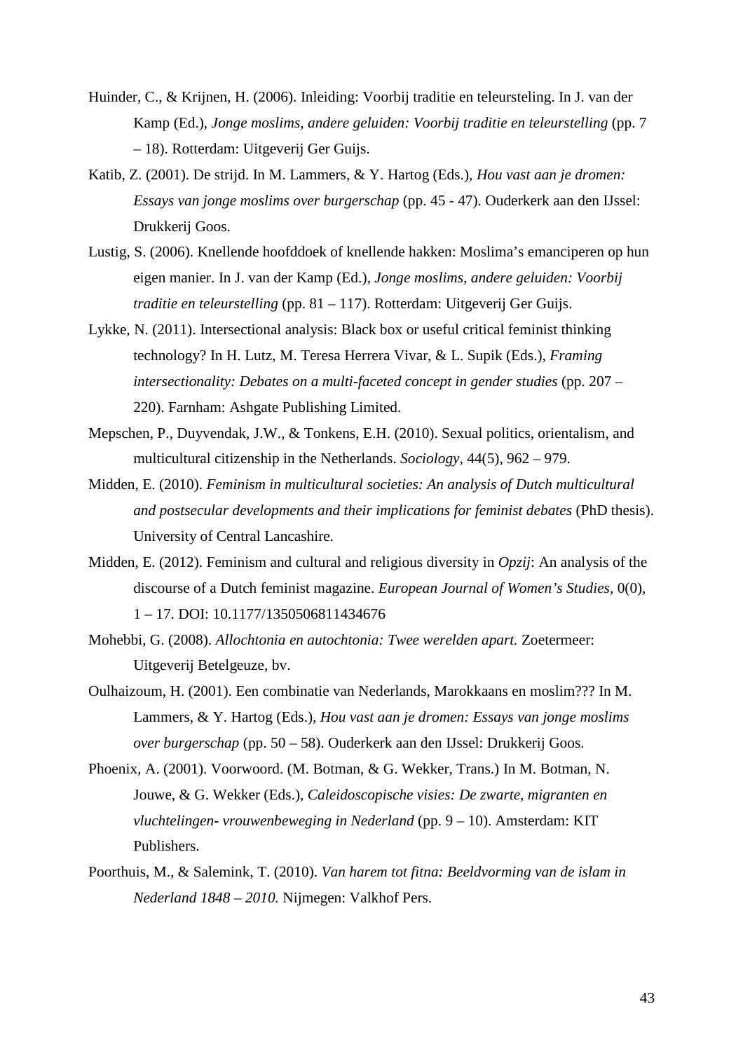Huinder, C., & Krijnen, H. (2006). Inleiding: Voorbij traditie en teleursteling. In J. van der Kamp (Ed.), *Jonge moslims, andere geluiden: Voorbij traditie en teleurstelling* (pp. 7 – 18). Rotterdam: Uitgeverij Ger Guijs.

Katib, Z. (2001). De strijd. In M. Lammers, & Y. Hartog (Eds.), *Hou vast aan je dromen: Essays van jonge moslims over burgerschap* (pp. 45 - 47). Ouderkerk aan den IJssel: Drukkerij Goos.

Lustig, S. (2006). Knellende hoofddoek of knellende hakken: Moslima's emanciperen op hun eigen manier. In J. van der Kamp (Ed.), *Jonge moslims, andere geluiden: Voorbij traditie en teleurstelling* (pp. 81 – 117). Rotterdam: Uitgeverij Ger Guijs.

Lykke, N. (2011). Intersectional analysis: Black box or useful critical feminist thinking technology? In H. Lutz, M. Teresa Herrera Vivar, & L. Supik (Eds.), *Framing intersectionality: Debates on a multi-faceted concept in gender studies* (pp. 207 – 220). Farnham: Ashgate Publishing Limited.

Mepschen, P., Duyvendak, J.W., & Tonkens, E.H. (2010). Sexual politics, orientalism, and multicultural citizenship in the Netherlands. *Sociology,* 44(5), 962 – 979.

Midden, E. (2010). *Feminism in multicultural societies: An analysis of Dutch multicultural and postsecular developments and their implications for feminist debates* (PhD thesis). University of Central Lancashire.

Midden, E. (2012). Feminism and cultural and religious diversity in *Opzij*: An analysis of the discourse of a Dutch feminist magazine. *European Journal of Women's Studies,* 0(0), 1 – 17. DOI: 10.1177/1350506811434676

Mohebbi, G. (2008). *Allochtonia en autochtonia: Twee werelden apart.* Zoetermeer: Uitgeverij Betelgeuze, bv.

Oulhaizoum, H. (2001). Een combinatie van Nederlands, Marokkaans en moslim??? In M. Lammers, & Y. Hartog (Eds.), *Hou vast aan je dromen: Essays van jonge moslims over burgerschap* (pp. 50 – 58). Ouderkerk aan den IJssel: Drukkerij Goos.

Phoenix, A. (2001). Voorwoord. (M. Botman, & G. Wekker, Trans.) In M. Botman, N. Jouwe, & G. Wekker (Eds.), *Caleidoscopische visies: De zwarte, migranten en vluchtelingen- vrouwenbeweging in Nederland* (pp. 9 – 10). Amsterdam: KIT Publishers.

Poorthuis, M., & Salemink, T. (2010). *Van harem tot fitna: Beeldvorming van de islam in Nederland 1848 – 2010.* Nijmegen: Valkhof Pers.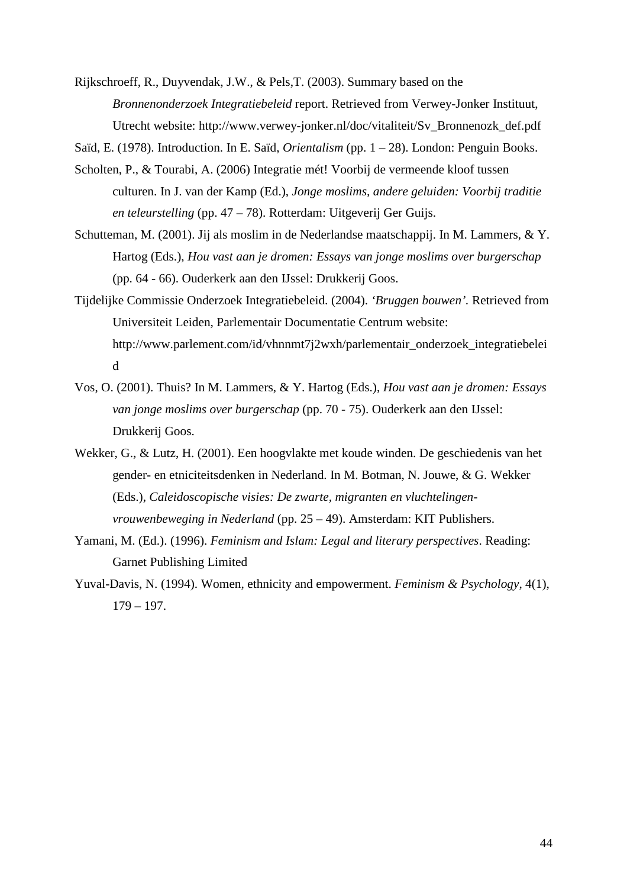Rijkschroeff, R., Duyvendak, J.W., & Pels,T. (2003). Summary based on the *Bronnenonderzoek Integratiebeleid* report. Retrieved from Verwey-Jonker Instituut, Utrecht website: http://www.verwey-jonker.nl/doc/vitaliteit/Sv_Bronnenozk_def.pdf

Saïd, E. (1978). Introduction. In E. Saïd, *Orientalism* (pp. 1 – 28). London: Penguin Books.

Scholten, P., & Tourabi, A. (2006) Integratie mét! Voorbij de vermeende kloof tussen culturen. In J. van der Kamp (Ed.), *Jonge moslims, andere geluiden: Voorbij traditie en teleurstelling* (pp. 47 – 78). Rotterdam: Uitgeverij Ger Guijs.

Schutteman, M. (2001). Jij als moslim in de Nederlandse maatschappij. In M. Lammers, & Y. Hartog (Eds.), *Hou vast aan je dromen: Essays van jonge moslims over burgerschap* (pp. 64 - 66). Ouderkerk aan den IJssel: Drukkerij Goos.

Tijdelijke Commissie Onderzoek Integratiebeleid. (2004). *'Bruggen bouwen'*. Retrieved from Universiteit Leiden, Parlementair Documentatie Centrum website: http://www.parlement.com/id/vhnnmt7j2wxh/parlementair_onderzoek_integratiebeleid

Vos, O. (2001). Thuis? In M. Lammers, & Y. Hartog (Eds.), *Hou vast aan je dromen: Essays van jonge moslims over burgerschap* (pp. 70 - 75). Ouderkerk aan den IJssel: Drukkerij Goos.

Wekker, G., & Lutz, H. (2001). Een hoogvlakte met koude winden. De geschiedenis van het gender- en etniciteitsdenken in Nederland. In M. Botman, N. Jouwe, & G. Wekker (Eds.), *Caleidoscopische visies: De zwarte, migranten en vluchtelingen-vrouwenbeweging in Nederland* (pp. 25 – 49). Amsterdam: KIT Publishers.

Yamani, M. (Ed.). (1996). *Feminism and Islam: Legal and literary perspectives*. Reading: Garnet Publishing Limited

Yuval-Davis, N. (1994). Women, ethnicity and empowerment. *Feminism & Psychology*, 4(1), 179 – 197.